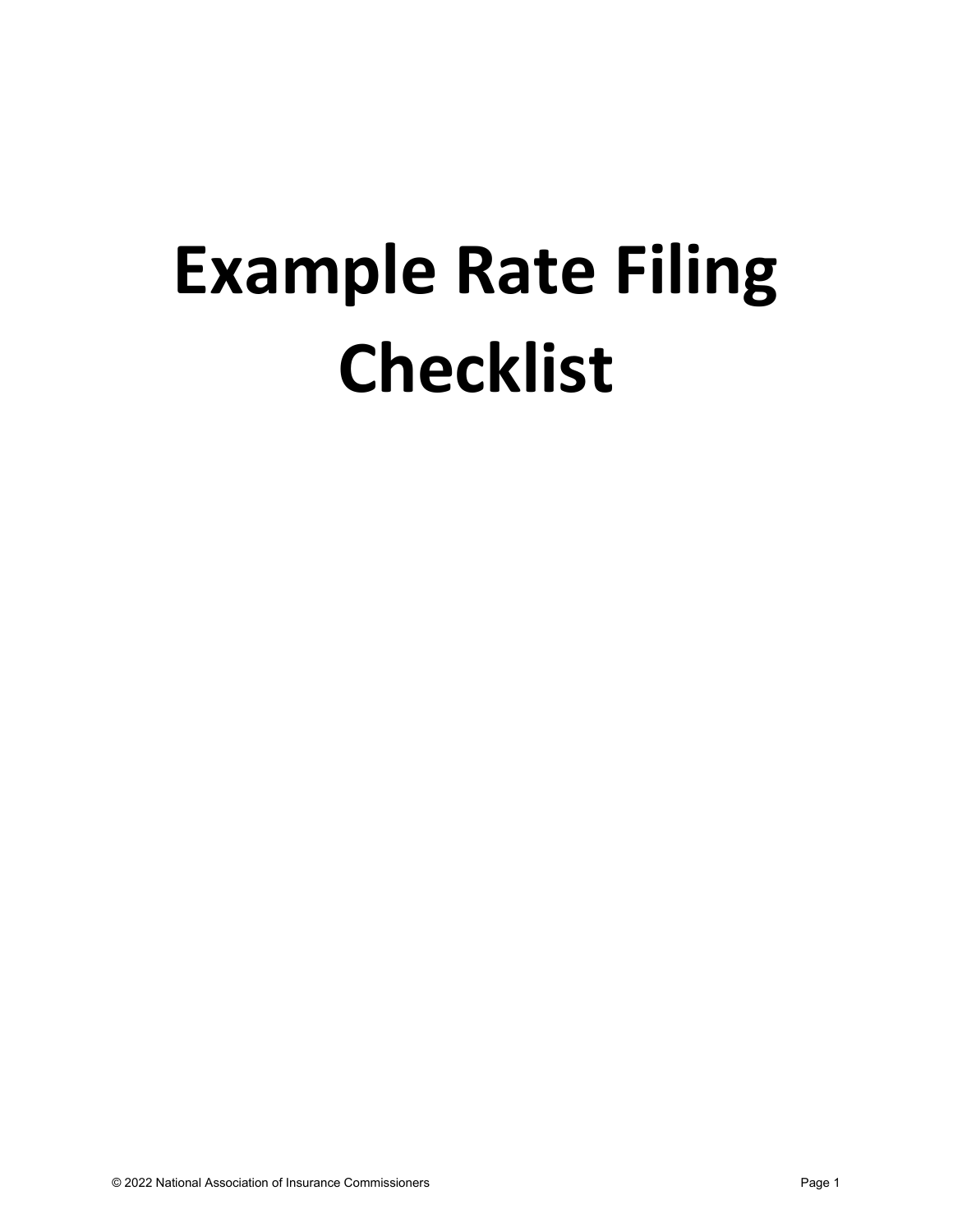# Example Rate Filing Checklist

© 2022 National Association of Insurance Commissioners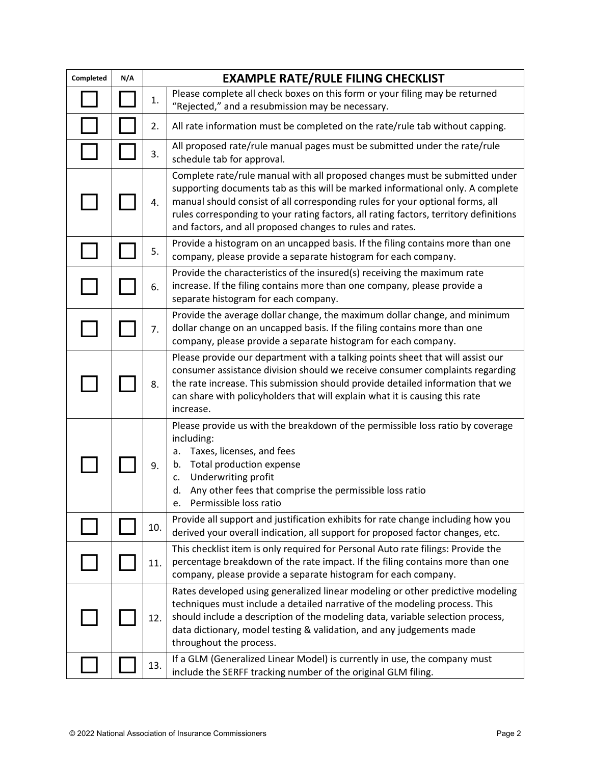| Completed | N/A | | EXAMPLE RATE/RULE FILING CHECKLIST |
|---|---|---|---|
| ☐ | ☐ | 1. | Please complete all check boxes on this form or your filing may be returned "Rejected," and a resubmission may be necessary. |
| ☐ | ☐ | 2. | All rate information must be completed on the rate/rule tab without capping. |
| ☐ | ☐ | 3. | All proposed rate/rule manual pages must be submitted under the rate/rule schedule tab for approval. |
| ☐ | ☐ | 4. | Complete rate/rule manual with all proposed changes must be submitted under supporting documents tab as this will be marked informational only. A complete manual should consist of all corresponding rules for your optional forms, all rules corresponding to your rating factors, all rating factors, territory definitions and factors, and all proposed changes to rules and rates. |
| ☐ | ☐ | 5. | Provide a histogram on an uncapped basis. If the filing contains more than one company, please provide a separate histogram for each company. |
| ☐ | ☐ | 6. | Provide the characteristics of the insured(s) receiving the maximum rate increase. If the filing contains more than one company, please provide a separate histogram for each company. |
| ☐ | ☐ | 7. | Provide the average dollar change, the maximum dollar change, and minimum dollar change on an uncapped basis. If the filing contains more than one company, please provide a separate histogram for each company. |
| ☐ | ☐ | 8. | Please provide our department with a talking points sheet that will assist our consumer assistance division should we receive consumer complaints regarding the rate increase. This submission should provide detailed information that we can share with policyholders that will explain what it is causing this rate increase. |
| ☐ | ☐ | 9. | Please provide us with the breakdown of the permissible loss ratio by coverage including:<br>a. Taxes, licenses, and fees<br>b. Total production expense<br>c. Underwriting profit<br>d. Any other fees that comprise the permissible loss ratio<br>e. Permissible loss ratio |
| ☐ | ☐ | 10. | Provide all support and justification exhibits for rate change including how you derived your overall indication, all support for proposed factor changes, etc. |
| ☐ | ☐ | 11. | This checklist item is only required for Personal Auto rate filings: Provide the percentage breakdown of the rate impact. If the filing contains more than one company, please provide a separate histogram for each company. |
| ☐ | ☐ | 12. | Rates developed using generalized linear modeling or other predictive modeling techniques must include a detailed narrative of the modeling process. This should include a description of the modeling data, variable selection process, data dictionary, model testing & validation, and any judgements made throughout the process. |
| ☐ | ☐ | 13. | If a GLM (Generalized Linear Model) is currently in use, the company must include the SERFF tracking number of the original GLM filing. |

© 2022 National Association of Insurance Commissioners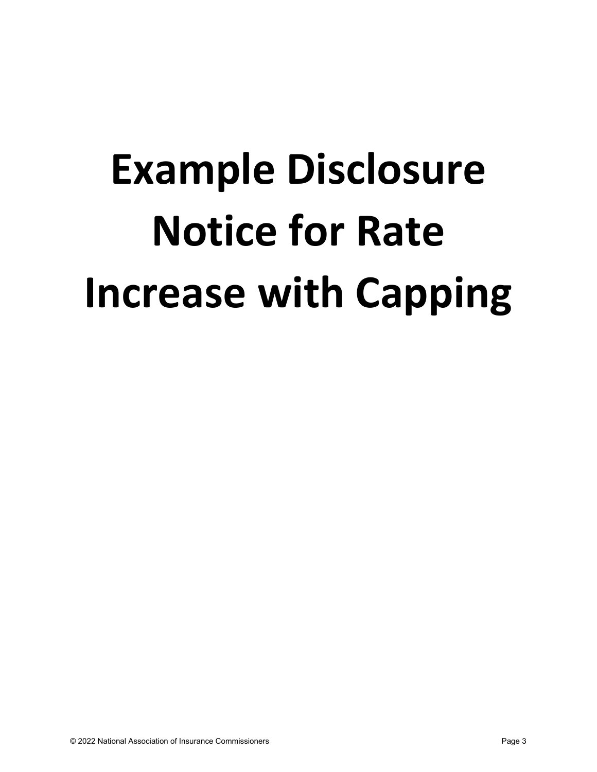# Example Disclosure Notice for Rate Increase with Capping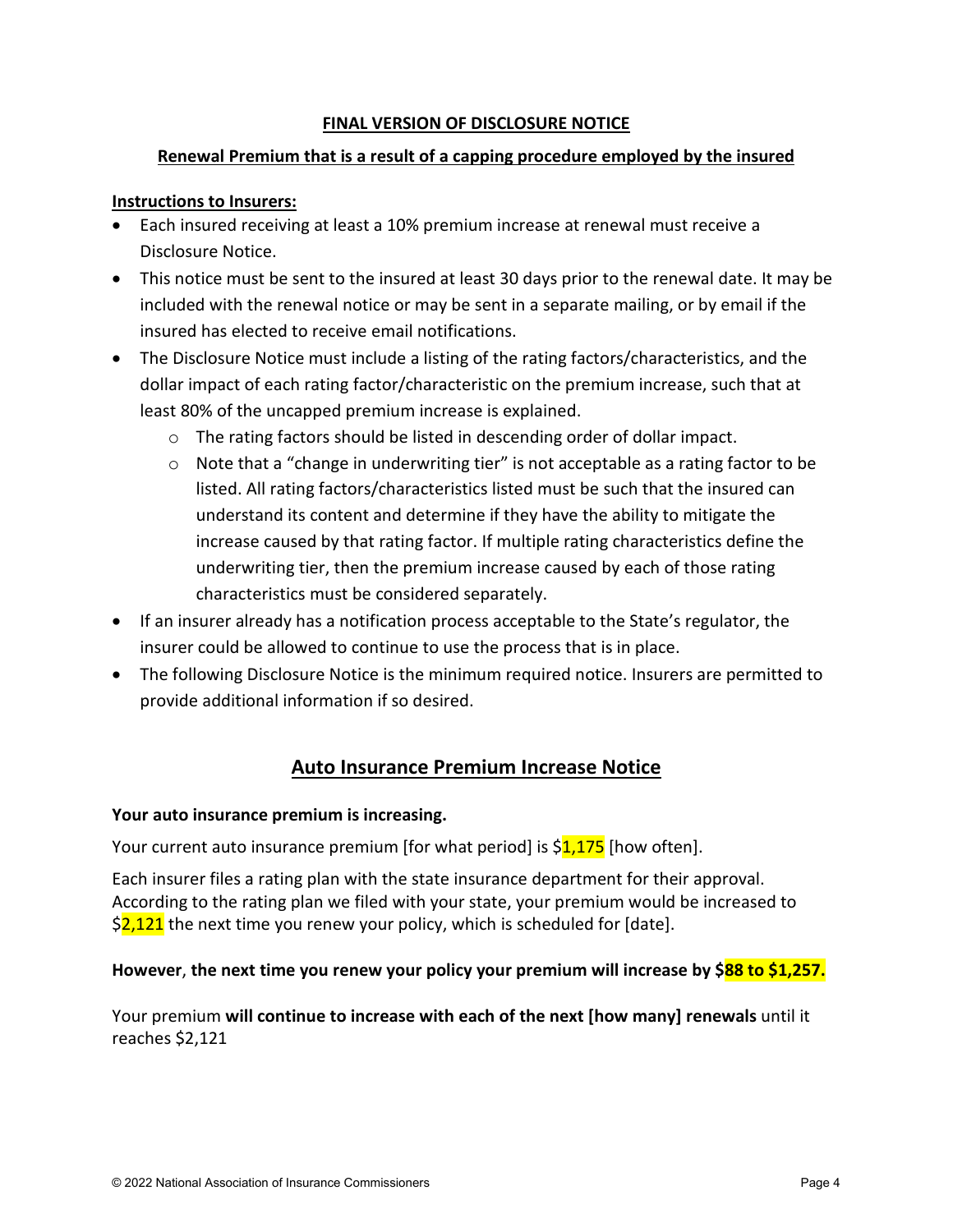**FINAL VERSION OF DISCLOSURE NOTICE**

**Renewal Premium that is a result of a capping procedure employed by the insured**

**Instructions to Insurers:**

- Each insured receiving at least a 10% premium increase at renewal must receive a Disclosure Notice.
- This notice must be sent to the insured at least 30 days prior to the renewal date. It may be included with the renewal notice or may be sent in a separate mailing, or by email if the insured has elected to receive email notifications.
- The Disclosure Notice must include a listing of the rating factors/characteristics, and the dollar impact of each rating factor/characteristic on the premium increase, such that at least 80% of the uncapped premium increase is explained.
  - The rating factors should be listed in descending order of dollar impact.
  - Note that a "change in underwriting tier" is not acceptable as a rating factor to be listed. All rating factors/characteristics listed must be such that the insured can understand its content and determine if they have the ability to mitigate the increase caused by that rating factor. If multiple rating characteristics define the underwriting tier, then the premium increase caused by each of those rating characteristics must be considered separately.
- If an insurer already has a notification process acceptable to the State's regulator, the insurer could be allowed to continue to use the process that is in place.
- The following Disclosure Notice is the minimum required notice. Insurers are permitted to provide additional information if so desired.

## Auto Insurance Premium Increase Notice

**Your auto insurance premium is increasing.**

Your current auto insurance premium [for what period] is $1,175 [how often].

Each insurer files a rating plan with the state insurance department for their approval. According to the rating plan we filed with your state, your premium would be increased to $2,121 the next time you renew your policy, which is scheduled for [date].

**However**, **the next time you renew your policy your premium will increase by $88 to $1,257.**

Your premium **will continue to increase with each of the next [how many] renewals** until it reaches $2,121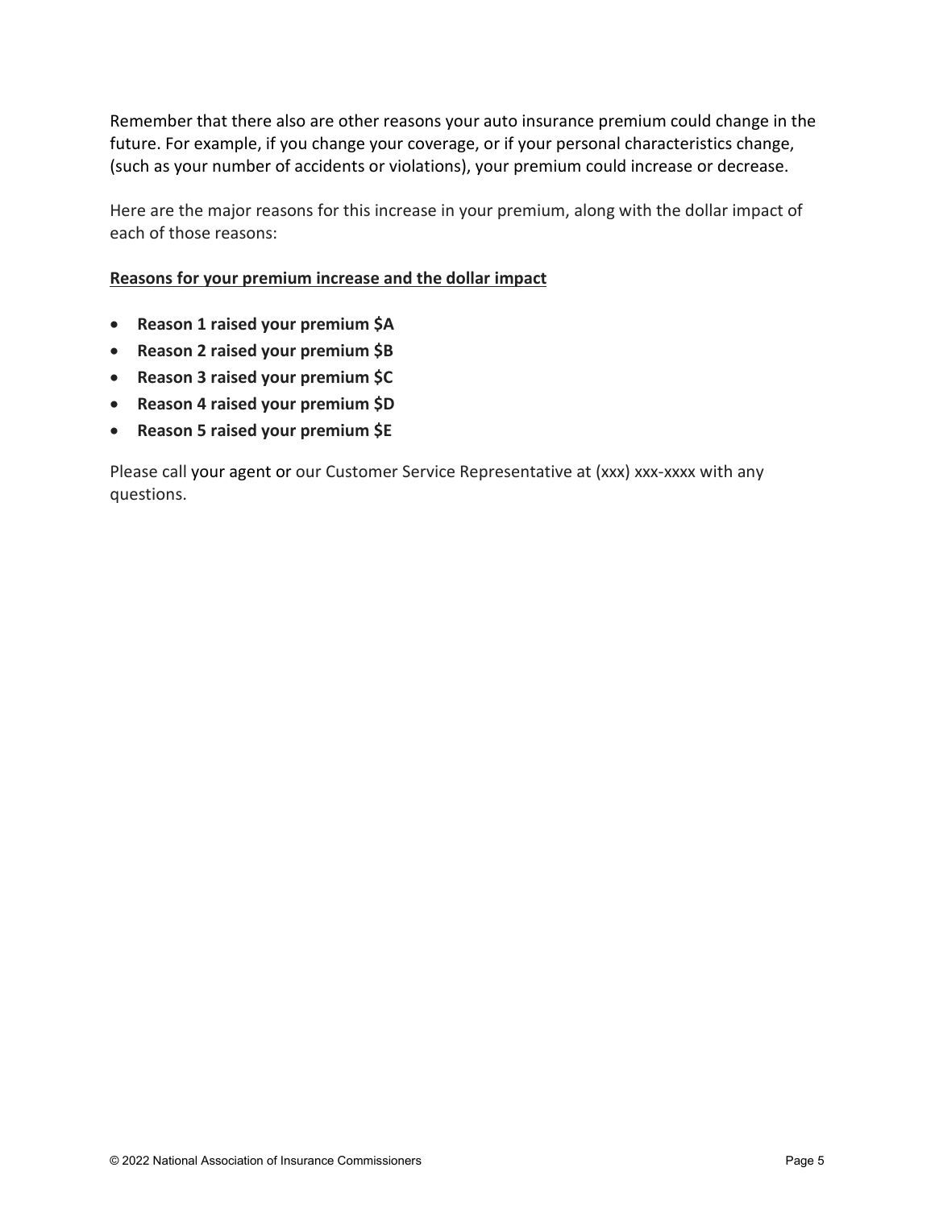Remember that there also are other reasons your auto insurance premium could change in the future. For example, if you change your coverage, or if your personal characteristics change, (such as your number of accidents or violations), your premium could increase or decrease.

Here are the major reasons for this increase in your premium, along with the dollar impact of each of those reasons:

**Reasons for your premium increase and the dollar impact**

- **Reason 1 raised your premium $A**
- **Reason 2 raised your premium $B**
- **Reason 3 raised your premium $C**
- **Reason 4 raised your premium $D**
- **Reason 5 raised your premium $E**

Please call your agent or our Customer Service Representative at (xxx) xxx-xxxx with any questions.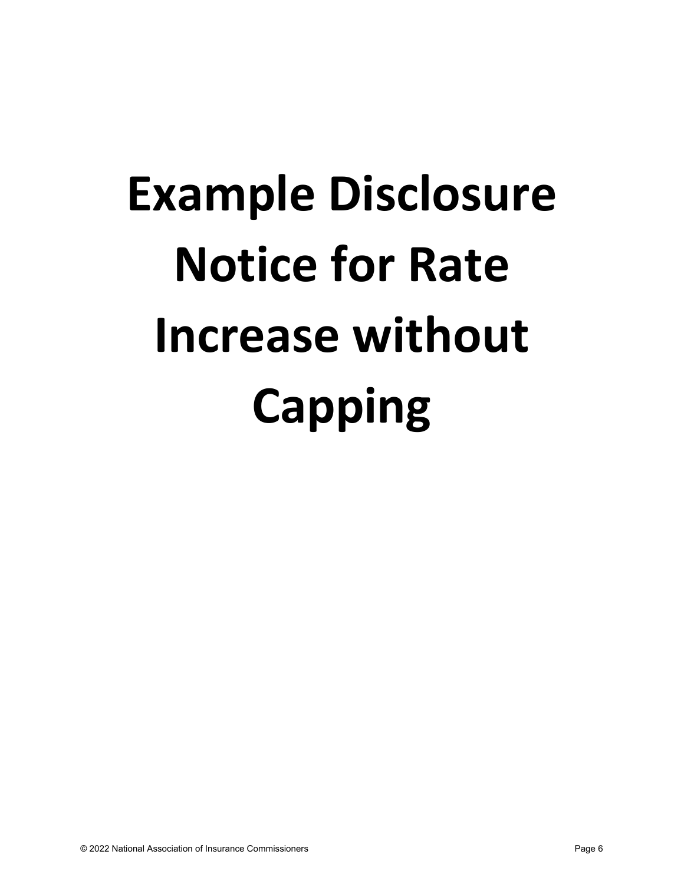# Example Disclosure Notice for Rate Increase without Capping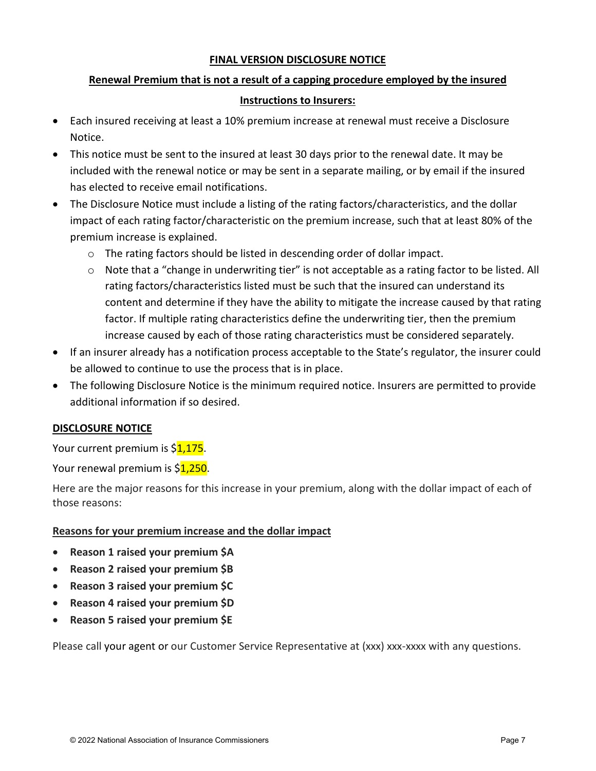**FINAL VERSION DISCLOSURE NOTICE**

**Renewal Premium that is not a result of a capping procedure employed by the insured**

**Instructions to Insurers:**

- Each insured receiving at least a 10% premium increase at renewal must receive a Disclosure Notice.
- This notice must be sent to the insured at least 30 days prior to the renewal date. It may be included with the renewal notice or may be sent in a separate mailing, or by email if the insured has elected to receive email notifications.
- The Disclosure Notice must include a listing of the rating factors/characteristics, and the dollar impact of each rating factor/characteristic on the premium increase, such that at least 80% of the premium increase is explained.
  - The rating factors should be listed in descending order of dollar impact.
  - Note that a "change in underwriting tier" is not acceptable as a rating factor to be listed. All rating factors/characteristics listed must be such that the insured can understand its content and determine if they have the ability to mitigate the increase caused by that rating factor. If multiple rating characteristics define the underwriting tier, then the premium increase caused by each of those rating characteristics must be considered separately.
- If an insurer already has a notification process acceptable to the State's regulator, the insurer could be allowed to continue to use the process that is in place.
- The following Disclosure Notice is the minimum required notice. Insurers are permitted to provide additional information if so desired.

**DISCLOSURE NOTICE**

Your current premium is $1,175.

Your renewal premium is $1,250.

Here are the major reasons for this increase in your premium, along with the dollar impact of each of those reasons:

**Reasons for your premium increase and the dollar impact**

- **Reason 1 raised your premium $A**
- **Reason 2 raised your premium $B**
- **Reason 3 raised your premium $C**
- **Reason 4 raised your premium $D**
- **Reason 5 raised your premium $E**

Please call your agent or our Customer Service Representative at (xxx) xxx-xxxx with any questions.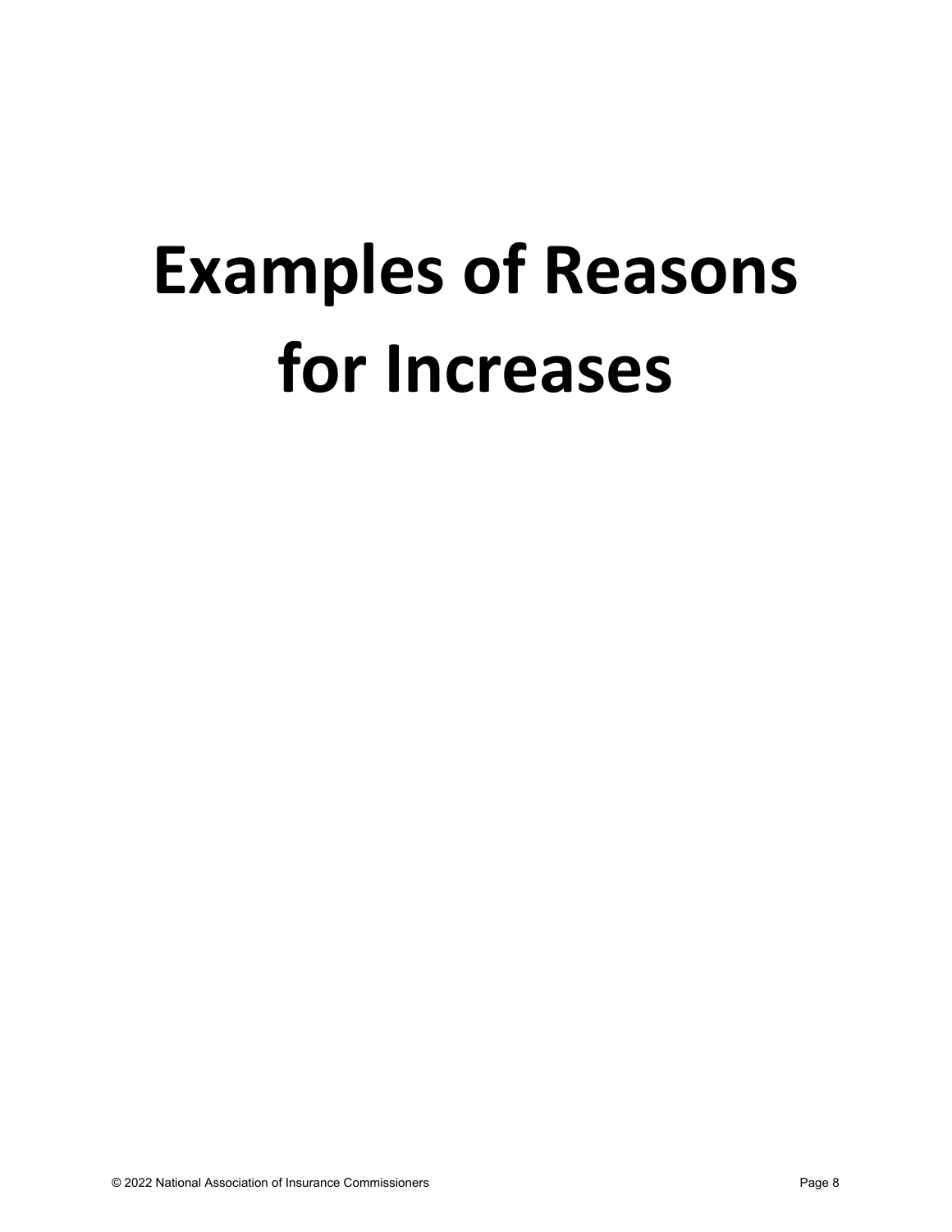# Examples of Reasons for Increases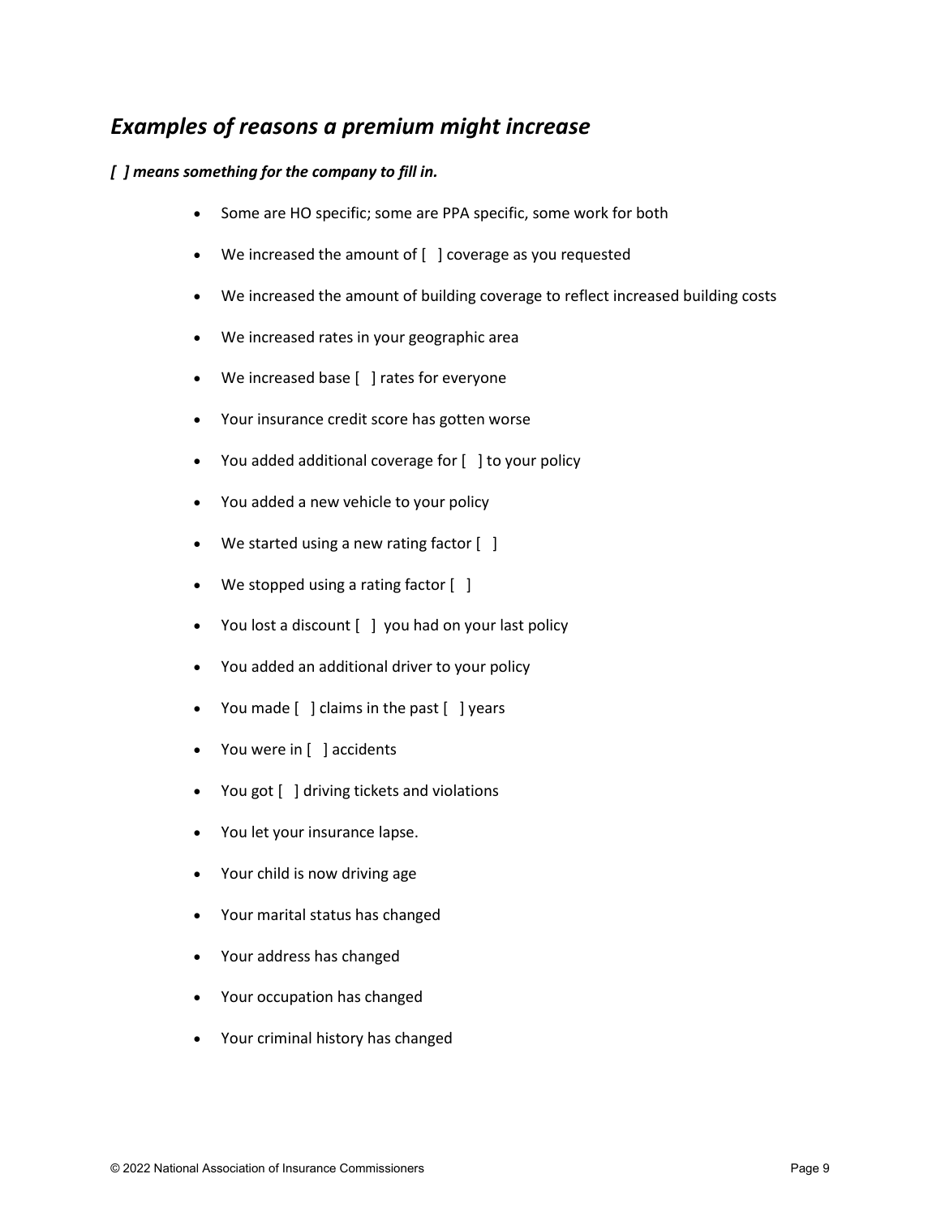## *Examples of reasons a premium might increase*

***[ ] means something for the company to fill in.***

- Some are HO specific; some are PPA specific, some work for both
- We increased the amount of [ ] coverage as you requested
- We increased the amount of building coverage to reflect increased building costs
- We increased rates in your geographic area
- We increased base [ ] rates for everyone
- Your insurance credit score has gotten worse
- You added additional coverage for [ ] to your policy
- You added a new vehicle to your policy
- We started using a new rating factor [ ]
- We stopped using a rating factor [ ]
- You lost a discount [ ] you had on your last policy
- You added an additional driver to your policy
- You made [ ] claims in the past [ ] years
- You were in [ ] accidents
- You got [ ] driving tickets and violations
- You let your insurance lapse.
- Your child is now driving age
- Your marital status has changed
- Your address has changed
- Your occupation has changed
- Your criminal history has changed

© 2022 National Association of Insurance Commissioners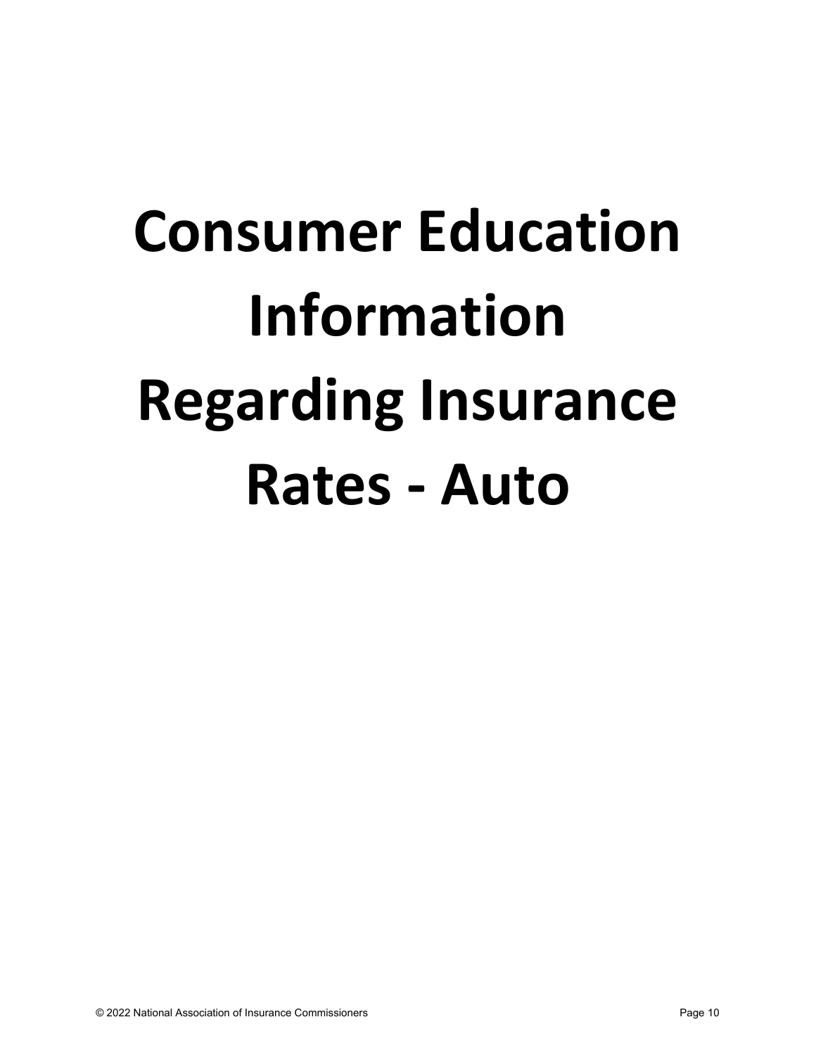# Consumer Education Information Regarding Insurance Rates - Auto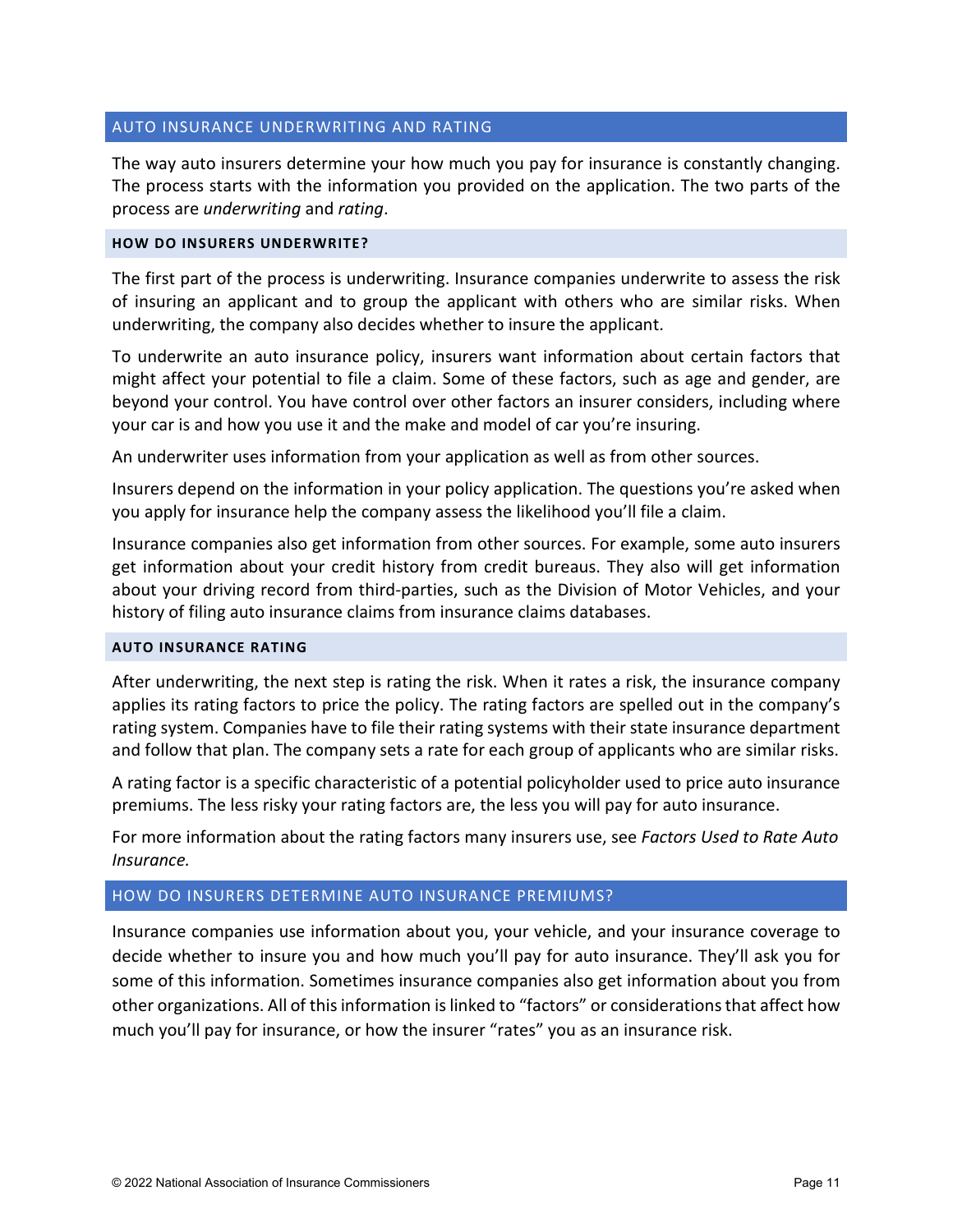## AUTO INSURANCE UNDERWRITING AND RATING

The way auto insurers determine your how much you pay for insurance is constantly changing. The process starts with the information you provided on the application. The two parts of the process are *underwriting* and *rating*.

### HOW DO INSURERS UNDERWRITE?

The first part of the process is underwriting. Insurance companies underwrite to assess the risk of insuring an applicant and to group the applicant with others who are similar risks. When underwriting, the company also decides whether to insure the applicant.

To underwrite an auto insurance policy, insurers want information about certain factors that might affect your potential to file a claim. Some of these factors, such as age and gender, are beyond your control. You have control over other factors an insurer considers, including where your car is and how you use it and the make and model of car you're insuring.

An underwriter uses information from your application as well as from other sources.

Insurers depend on the information in your policy application. The questions you're asked when you apply for insurance help the company assess the likelihood you'll file a claim.

Insurance companies also get information from other sources. For example, some auto insurers get information about your credit history from credit bureaus. They also will get information about your driving record from third-parties, such as the Division of Motor Vehicles, and your history of filing auto insurance claims from insurance claims databases.

### AUTO INSURANCE RATING

After underwriting, the next step is rating the risk. When it rates a risk, the insurance company applies its rating factors to price the policy. The rating factors are spelled out in the company's rating system. Companies have to file their rating systems with their state insurance department and follow that plan. The company sets a rate for each group of applicants who are similar risks.

A rating factor is a specific characteristic of a potential policyholder used to price auto insurance premiums. The less risky your rating factors are, the less you will pay for auto insurance.

For more information about the rating factors many insurers use, see *Factors Used to Rate Auto Insurance.*

## HOW DO INSURERS DETERMINE AUTO INSURANCE PREMIUMS?

Insurance companies use information about you, your vehicle, and your insurance coverage to decide whether to insure you and how much you'll pay for auto insurance. They'll ask you for some of this information. Sometimes insurance companies also get information about you from other organizations. All of this information is linked to "factors" or considerations that affect how much you'll pay for insurance, or how the insurer "rates" you as an insurance risk.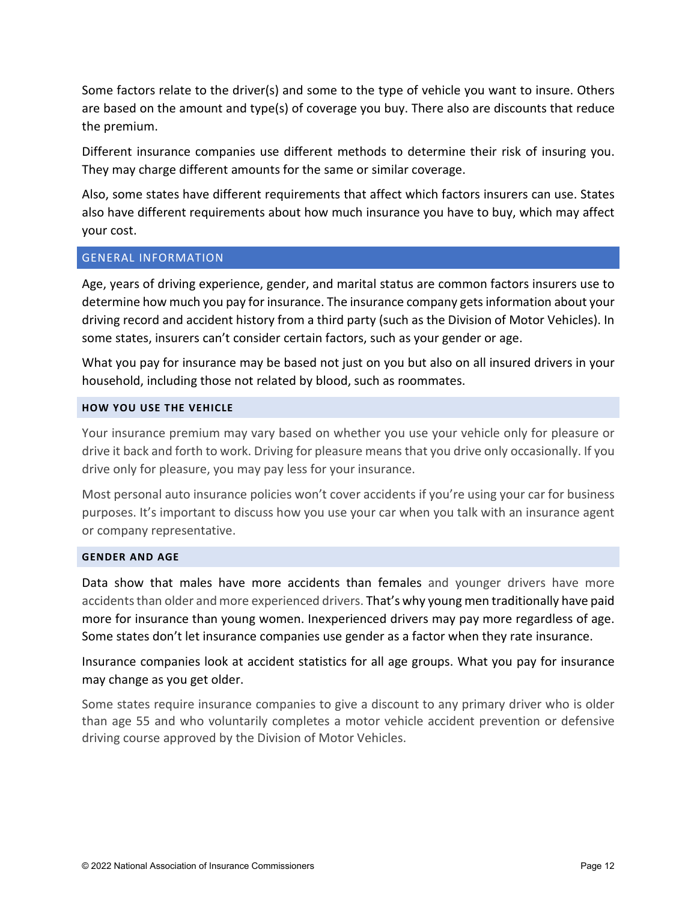Some factors relate to the driver(s) and some to the type of vehicle you want to insure. Others are based on the amount and type(s) of coverage you buy. There also are discounts that reduce the premium.

Different insurance companies use different methods to determine their risk of insuring you. They may charge different amounts for the same or similar coverage.

Also, some states have different requirements that affect which factors insurers can use. States also have different requirements about how much insurance you have to buy, which may affect your cost.

## GENERAL INFORMATION

Age, years of driving experience, gender, and marital status are common factors insurers use to determine how much you pay for insurance. The insurance company gets information about your driving record and accident history from a third party (such as the Division of Motor Vehicles). In some states, insurers can't consider certain factors, such as your gender or age.

What you pay for insurance may be based not just on you but also on all insured drivers in your household, including those not related by blood, such as roommates.

### HOW YOU USE THE VEHICLE

Your insurance premium may vary based on whether you use your vehicle only for pleasure or drive it back and forth to work. Driving for pleasure means that you drive only occasionally. If you drive only for pleasure, you may pay less for your insurance.

Most personal auto insurance policies won't cover accidents if you're using your car for business purposes. It's important to discuss how you use your car when you talk with an insurance agent or company representative.

### GENDER AND AGE

Data show that males have more accidents than females and younger drivers have more accidents than older and more experienced drivers. That's why young men traditionally have paid more for insurance than young women. Inexperienced drivers may pay more regardless of age. Some states don't let insurance companies use gender as a factor when they rate insurance.

Insurance companies look at accident statistics for all age groups. What you pay for insurance may change as you get older.

Some states require insurance companies to give a discount to any primary driver who is older than age 55 and who voluntarily completes a motor vehicle accident prevention or defensive driving course approved by the Division of Motor Vehicles.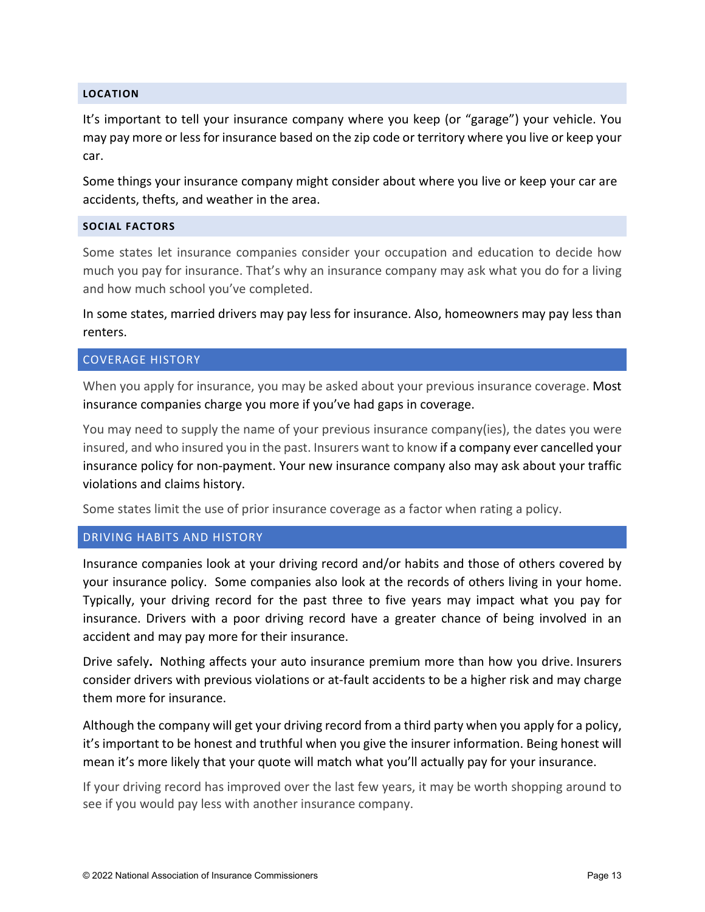### LOCATION

It's important to tell your insurance company where you keep (or "garage") your vehicle. You may pay more or less for insurance based on the zip code or territory where you live or keep your car.

Some things your insurance company might consider about where you live or keep your car are accidents, thefts, and weather in the area.

### SOCIAL FACTORS

Some states let insurance companies consider your occupation and education to decide how much you pay for insurance. That's why an insurance company may ask what you do for a living and how much school you've completed.

In some states, married drivers may pay less for insurance. Also, homeowners may pay less than renters.

## COVERAGE HISTORY

When you apply for insurance, you may be asked about your previous insurance coverage. Most insurance companies charge you more if you've had gaps in coverage.

You may need to supply the name of your previous insurance company(ies), the dates you were insured, and who insured you in the past. Insurers want to know if a company ever cancelled your insurance policy for non-payment. Your new insurance company also may ask about your traffic violations and claims history.

Some states limit the use of prior insurance coverage as a factor when rating a policy.

## DRIVING HABITS AND HISTORY

Insurance companies look at your driving record and/or habits and those of others covered by your insurance policy. Some companies also look at the records of others living in your home. Typically, your driving record for the past three to five years may impact what you pay for insurance. Drivers with a poor driving record have a greater chance of being involved in an accident and may pay more for their insurance.

Drive safely**.** Nothing affects your auto insurance premium more than how you drive. Insurers consider drivers with previous violations or at-fault accidents to be a higher risk and may charge them more for insurance.

Although the company will get your driving record from a third party when you apply for a policy, it's important to be honest and truthful when you give the insurer information. Being honest will mean it's more likely that your quote will match what you'll actually pay for your insurance.

If your driving record has improved over the last few years, it may be worth shopping around to see if you would pay less with another insurance company.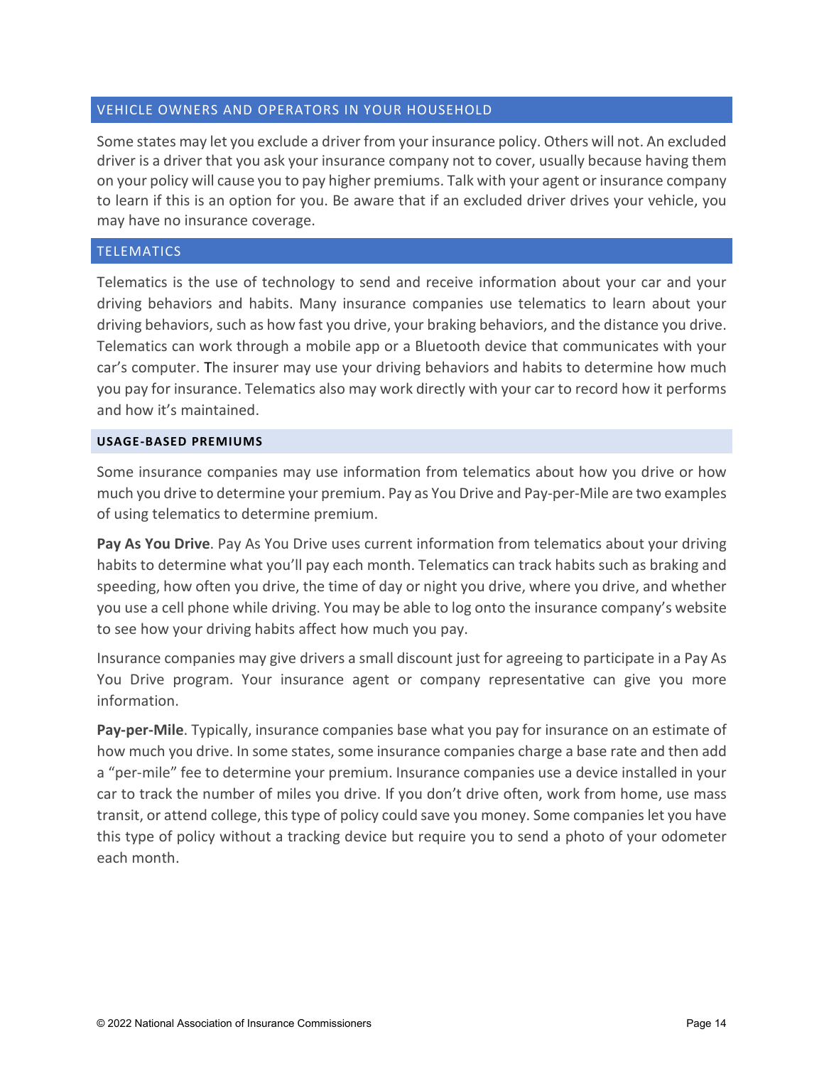## VEHICLE OWNERS AND OPERATORS IN YOUR HOUSEHOLD

Some states may let you exclude a driver from your insurance policy. Others will not. An excluded driver is a driver that you ask your insurance company not to cover, usually because having them on your policy will cause you to pay higher premiums. Talk with your agent or insurance company to learn if this is an option for you. Be aware that if an excluded driver drives your vehicle, you may have no insurance coverage.

## TELEMATICS

Telematics is the use of technology to send and receive information about your car and your driving behaviors and habits. Many insurance companies use telematics to learn about your driving behaviors, such as how fast you drive, your braking behaviors, and the distance you drive. Telematics can work through a mobile app or a Bluetooth device that communicates with your car's computer. The insurer may use your driving behaviors and habits to determine how much you pay for insurance. Telematics also may work directly with your car to record how it performs and how it's maintained.

### USAGE-BASED PREMIUMS

Some insurance companies may use information from telematics about how you drive or how much you drive to determine your premium. Pay as You Drive and Pay-per-Mile are two examples of using telematics to determine premium.

**Pay As You Drive**. Pay As You Drive uses current information from telematics about your driving habits to determine what you'll pay each month. Telematics can track habits such as braking and speeding, how often you drive, the time of day or night you drive, where you drive, and whether you use a cell phone while driving. You may be able to log onto the insurance company's website to see how your driving habits affect how much you pay.

Insurance companies may give drivers a small discount just for agreeing to participate in a Pay As You Drive program. Your insurance agent or company representative can give you more information.

**Pay-per-Mile**. Typically, insurance companies base what you pay for insurance on an estimate of how much you drive. In some states, some insurance companies charge a base rate and then add a "per-mile" fee to determine your premium. Insurance companies use a device installed in your car to track the number of miles you drive. If you don't drive often, work from home, use mass transit, or attend college, this type of policy could save you money. Some companies let you have this type of policy without a tracking device but require you to send a photo of your odometer each month.

© 2022 National Association of Insurance Commissioners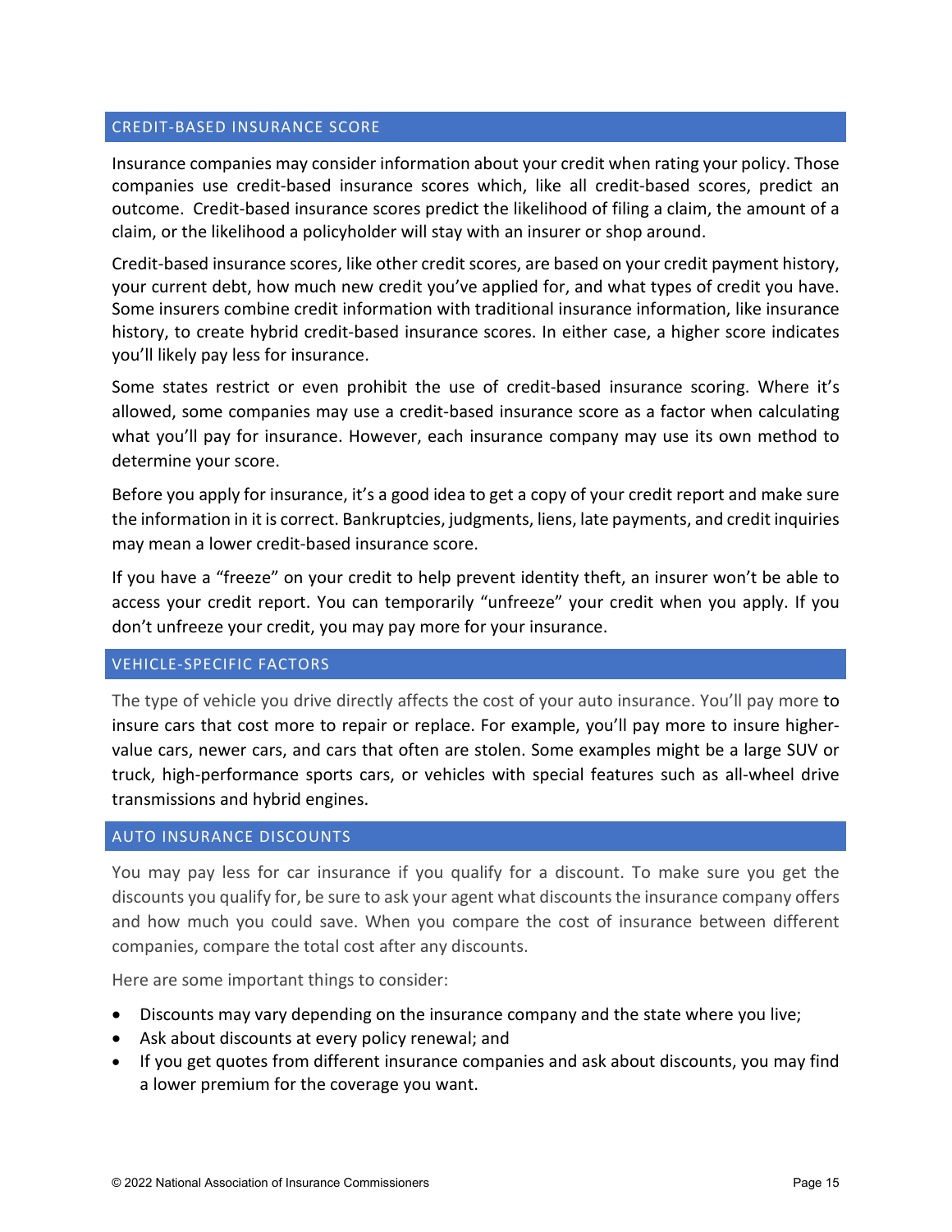## CREDIT-BASED INSURANCE SCORE

Insurance companies may consider information about your credit when rating your policy. Those companies use credit-based insurance scores which, like all credit-based scores, predict an outcome. Credit-based insurance scores predict the likelihood of filing a claim, the amount of a claim, or the likelihood a policyholder will stay with an insurer or shop around.

Credit-based insurance scores, like other credit scores, are based on your credit payment history, your current debt, how much new credit you've applied for, and what types of credit you have. Some insurers combine credit information with traditional insurance information, like insurance history, to create hybrid credit-based insurance scores. In either case, a higher score indicates you'll likely pay less for insurance.

Some states restrict or even prohibit the use of credit-based insurance scoring. Where it's allowed, some companies may use a credit-based insurance score as a factor when calculating what you'll pay for insurance. However, each insurance company may use its own method to determine your score.

Before you apply for insurance, it's a good idea to get a copy of your credit report and make sure the information in it is correct. Bankruptcies, judgments, liens, late payments, and credit inquiries may mean a lower credit-based insurance score.

If you have a "freeze" on your credit to help prevent identity theft, an insurer won't be able to access your credit report. You can temporarily "unfreeze" your credit when you apply. If you don't unfreeze your credit, you may pay more for your insurance.

## VEHICLE-SPECIFIC FACTORS

The type of vehicle you drive directly affects the cost of your auto insurance. You'll pay more to insure cars that cost more to repair or replace. For example, you'll pay more to insure higher-value cars, newer cars, and cars that often are stolen. Some examples might be a large SUV or truck, high-performance sports cars, or vehicles with special features such as all-wheel drive transmissions and hybrid engines.

## AUTO INSURANCE DISCOUNTS

You may pay less for car insurance if you qualify for a discount. To make sure you get the discounts you qualify for, be sure to ask your agent what discounts the insurance company offers and how much you could save. When you compare the cost of insurance between different companies, compare the total cost after any discounts.

Here are some important things to consider:

- Discounts may vary depending on the insurance company and the state where you live;
- Ask about discounts at every policy renewal; and
- If you get quotes from different insurance companies and ask about discounts, you may find a lower premium for the coverage you want.

© 2022 National Association of Insurance Commissioners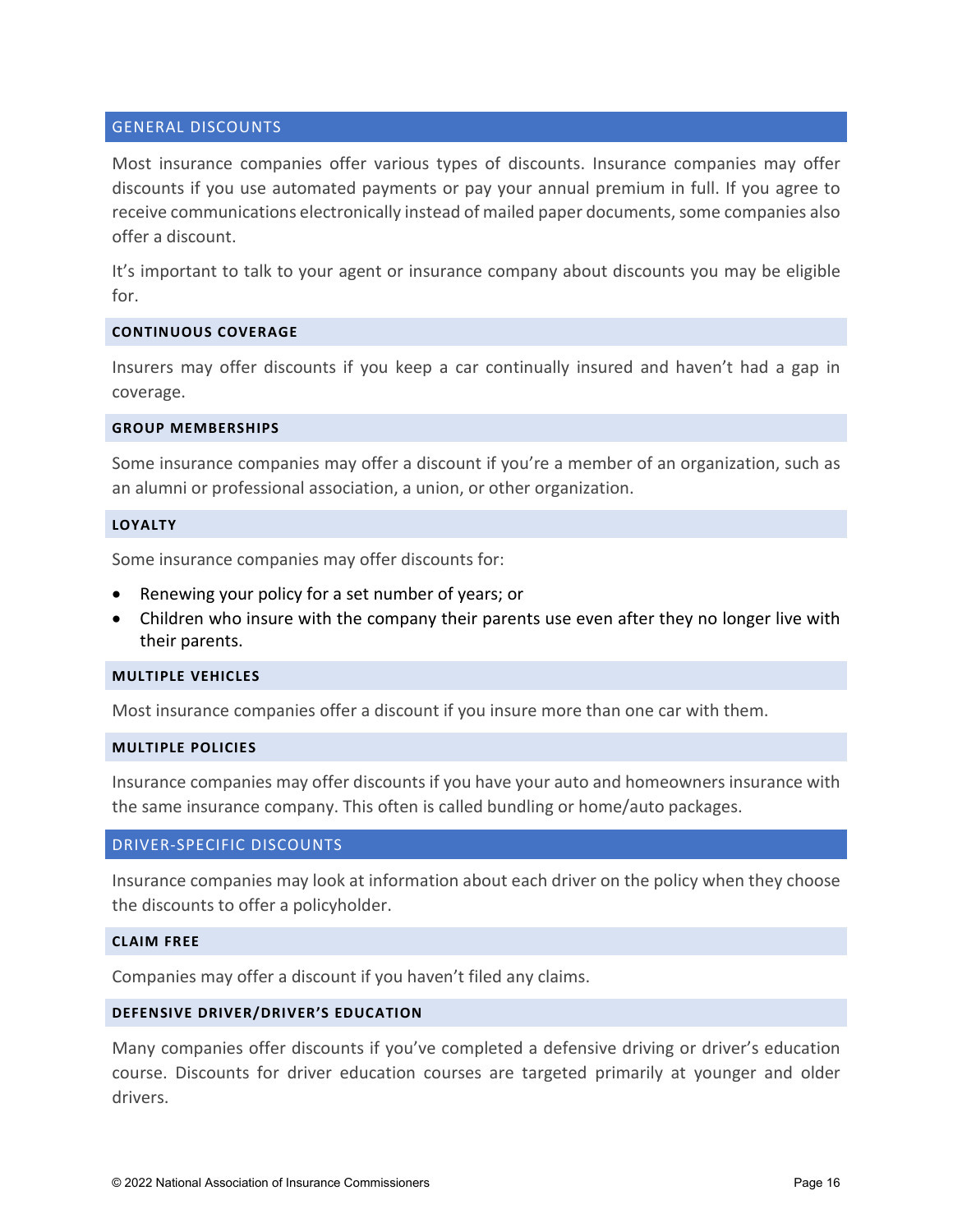## GENERAL DISCOUNTS

Most insurance companies offer various types of discounts. Insurance companies may offer discounts if you use automated payments or pay your annual premium in full. If you agree to receive communications electronically instead of mailed paper documents, some companies also offer a discount.

It's important to talk to your agent or insurance company about discounts you may be eligible for.

### CONTINUOUS COVERAGE

Insurers may offer discounts if you keep a car continually insured and haven't had a gap in coverage.

### GROUP MEMBERSHIPS

Some insurance companies may offer a discount if you're a member of an organization, such as an alumni or professional association, a union, or other organization.

### LOYALTY

Some insurance companies may offer discounts for:

- Renewing your policy for a set number of years; or
- Children who insure with the company their parents use even after they no longer live with their parents.

### MULTIPLE VEHICLES

Most insurance companies offer a discount if you insure more than one car with them.

### MULTIPLE POLICIES

Insurance companies may offer discounts if you have your auto and homeowners insurance with the same insurance company. This often is called bundling or home/auto packages.

## DRIVER-SPECIFIC DISCOUNTS

Insurance companies may look at information about each driver on the policy when they choose the discounts to offer a policyholder.

### CLAIM FREE

Companies may offer a discount if you haven't filed any claims.

### DEFENSIVE DRIVER/DRIVER'S EDUCATION

Many companies offer discounts if you've completed a defensive driving or driver's education course. Discounts for driver education courses are targeted primarily at younger and older drivers.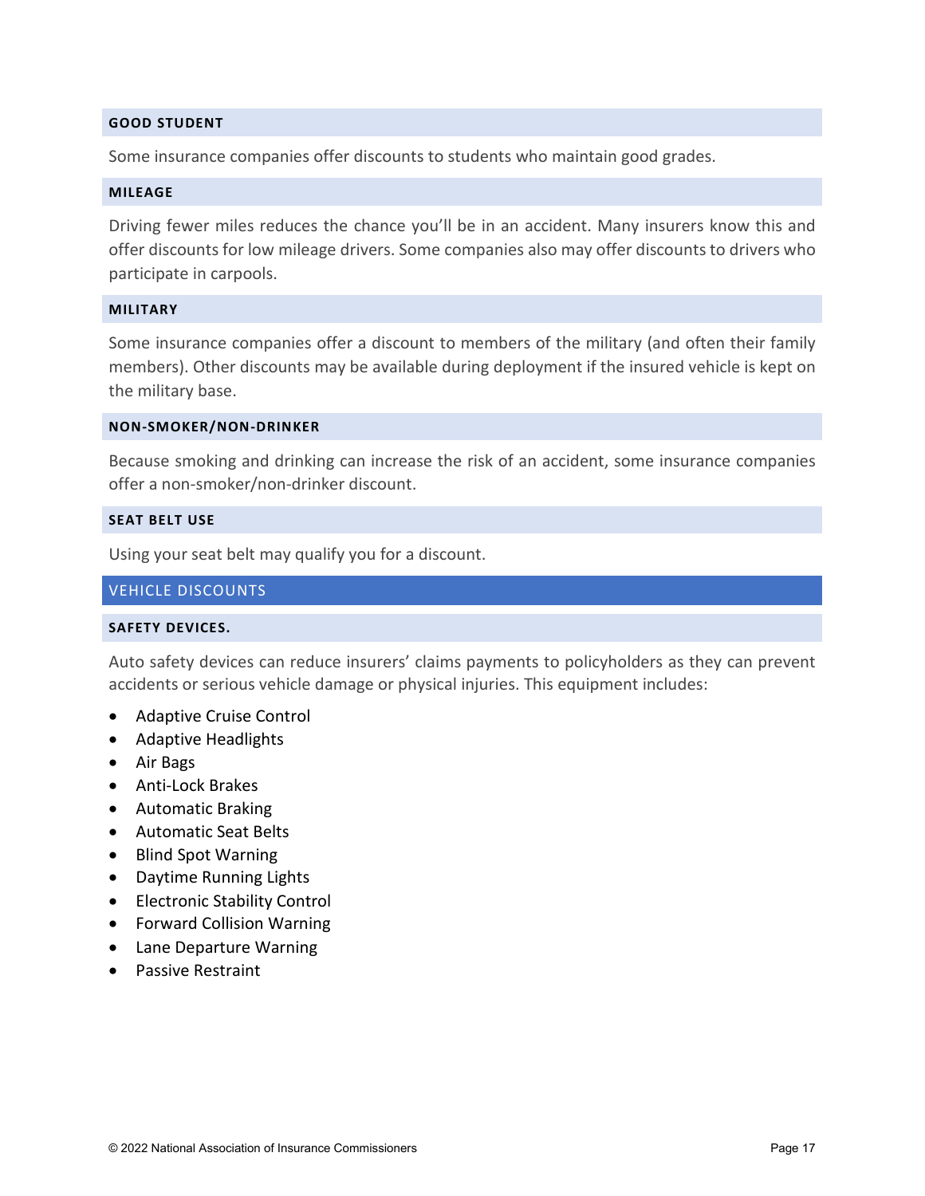#### GOOD STUDENT

Some insurance companies offer discounts to students who maintain good grades.

#### MILEAGE

Driving fewer miles reduces the chance you'll be in an accident. Many insurers know this and offer discounts for low mileage drivers. Some companies also may offer discounts to drivers who participate in carpools.

#### MILITARY

Some insurance companies offer a discount to members of the military (and often their family members). Other discounts may be available during deployment if the insured vehicle is kept on the military base.

#### NON-SMOKER/NON-DRINKER

Because smoking and drinking can increase the risk of an accident, some insurance companies offer a non-smoker/non-drinker discount.

#### SEAT BELT USE

Using your seat belt may qualify you for a discount.

### VEHICLE DISCOUNTS

#### SAFETY DEVICES.

Auto safety devices can reduce insurers' claims payments to policyholders as they can prevent accidents or serious vehicle damage or physical injuries. This equipment includes:

- Adaptive Cruise Control
- Adaptive Headlights
- Air Bags
- Anti-Lock Brakes
- Automatic Braking
- Automatic Seat Belts
- Blind Spot Warning
- Daytime Running Lights
- Electronic Stability Control
- Forward Collision Warning
- Lane Departure Warning
- Passive Restraint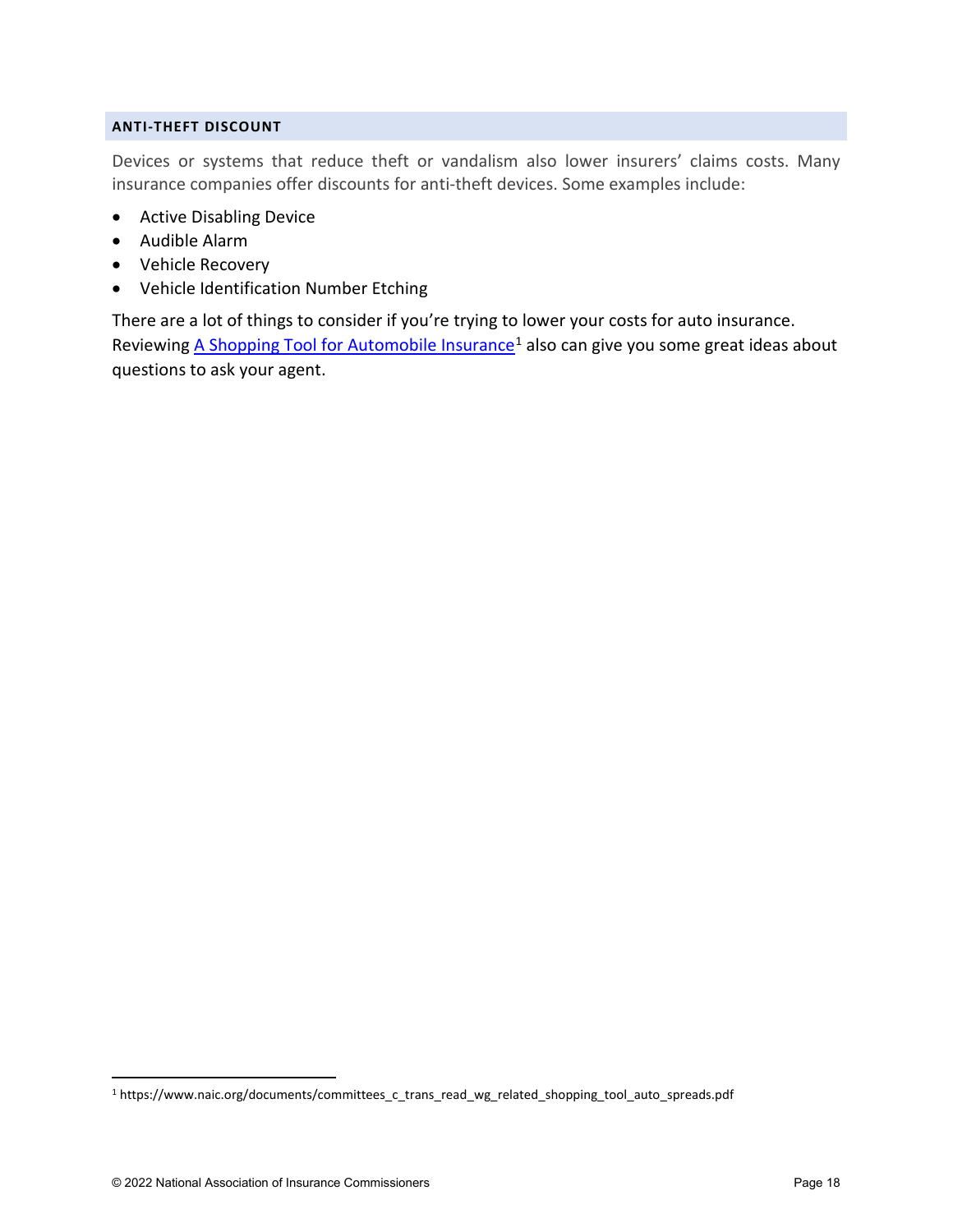### ANTI-THEFT DISCOUNT

Devices or systems that reduce theft or vandalism also lower insurers' claims costs. Many insurance companies offer discounts for anti-theft devices. Some examples include:

- Active Disabling Device
- Audible Alarm
- Vehicle Recovery
- Vehicle Identification Number Etching

There are a lot of things to consider if you're trying to lower your costs for auto insurance. Reviewing [A Shopping Tool for Automobile Insurance](https://www.naic.org/documents/committees_c_trans_read_wg_related_shopping_tool_auto_spreads.pdf)[1] also can give you some great ideas about questions to ask your agent.

---

[1] https://www.naic.org/documents/committees_c_trans_read_wg_related_shopping_tool_auto_spreads.pdf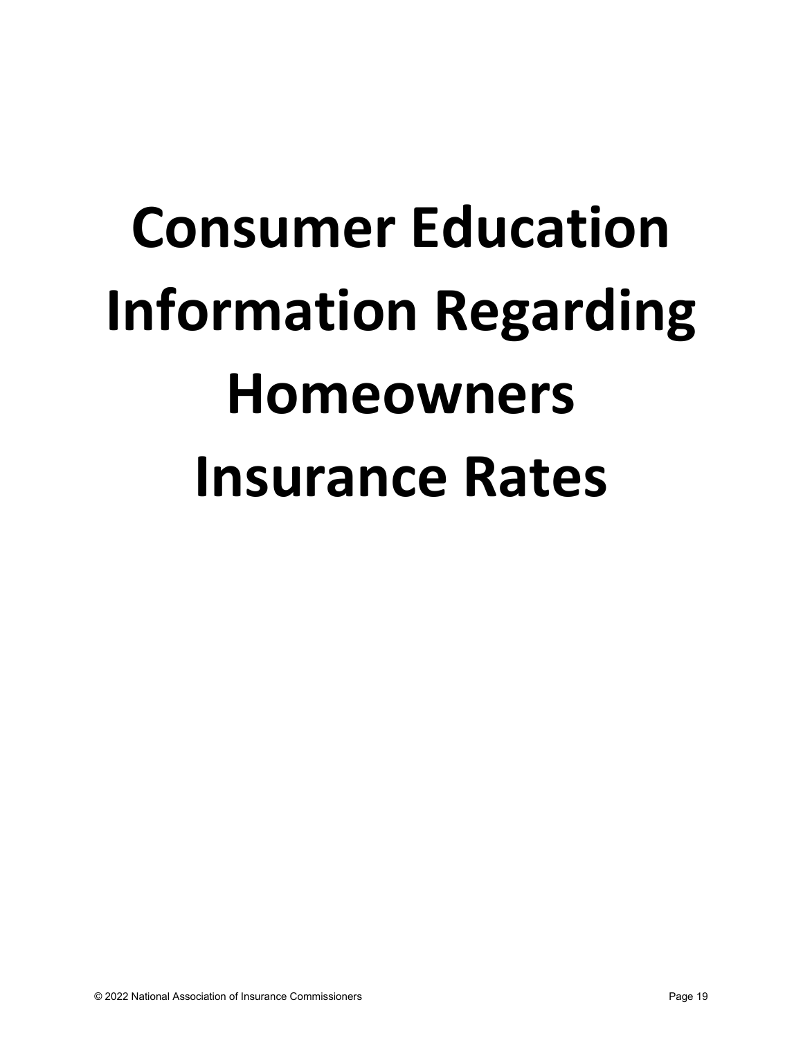# Consumer Education Information Regarding Homeowners Insurance Rates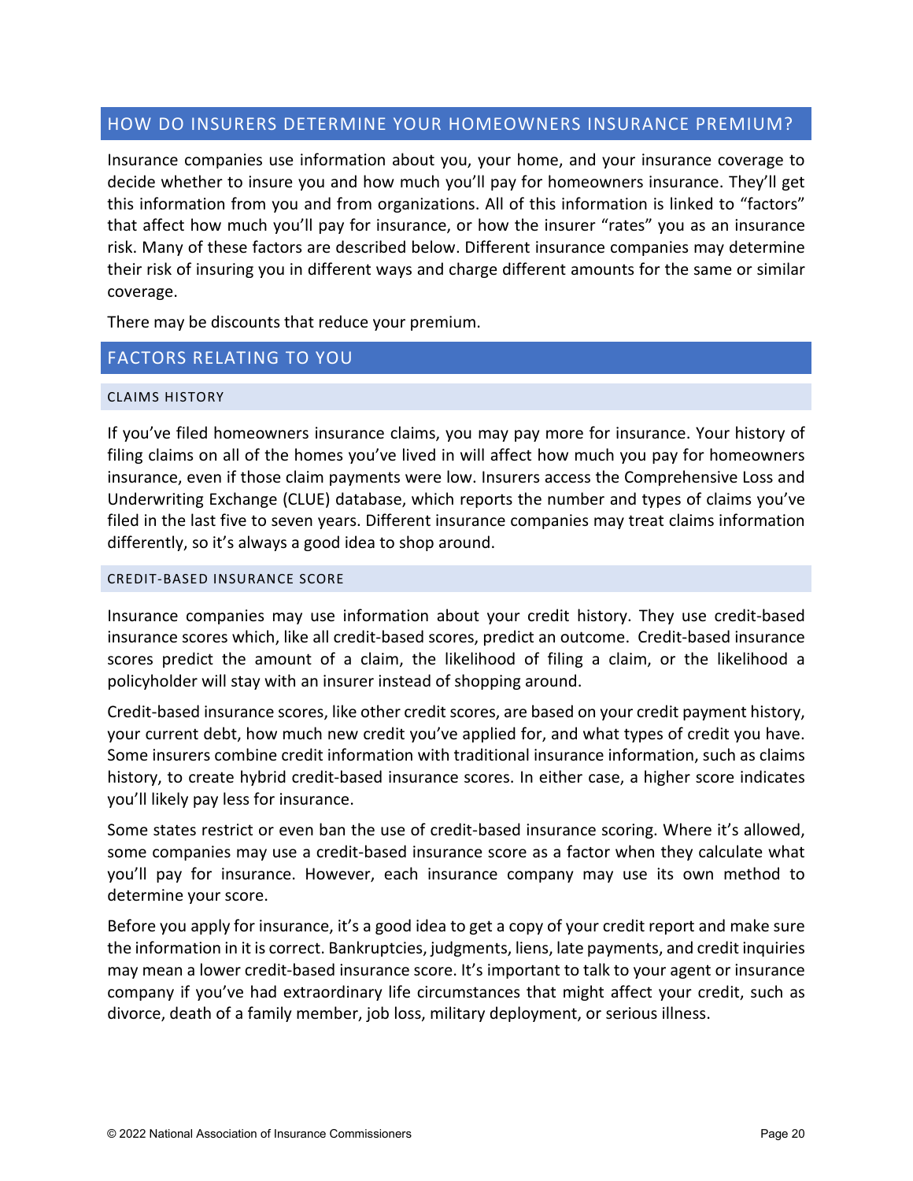## HOW DO INSURERS DETERMINE YOUR HOMEOWNERS INSURANCE PREMIUM?

Insurance companies use information about you, your home, and your insurance coverage to decide whether to insure you and how much you'll pay for homeowners insurance. They'll get this information from you and from organizations. All of this information is linked to "factors" that affect how much you'll pay for insurance, or how the insurer "rates" you as an insurance risk. Many of these factors are described below. Different insurance companies may determine their risk of insuring you in different ways and charge different amounts for the same or similar coverage.

There may be discounts that reduce your premium.

## FACTORS RELATING TO YOU

### CLAIMS HISTORY

If you've filed homeowners insurance claims, you may pay more for insurance. Your history of filing claims on all of the homes you've lived in will affect how much you pay for homeowners insurance, even if those claim payments were low. Insurers access the Comprehensive Loss and Underwriting Exchange (CLUE) database, which reports the number and types of claims you've filed in the last five to seven years. Different insurance companies may treat claims information differently, so it's always a good idea to shop around.

### CREDIT-BASED INSURANCE SCORE

Insurance companies may use information about your credit history. They use credit-based insurance scores which, like all credit-based scores, predict an outcome. Credit-based insurance scores predict the amount of a claim, the likelihood of filing a claim, or the likelihood a policyholder will stay with an insurer instead of shopping around.

Credit-based insurance scores, like other credit scores, are based on your credit payment history, your current debt, how much new credit you've applied for, and what types of credit you have. Some insurers combine credit information with traditional insurance information, such as claims history, to create hybrid credit-based insurance scores. In either case, a higher score indicates you'll likely pay less for insurance.

Some states restrict or even ban the use of credit-based insurance scoring. Where it's allowed, some companies may use a credit-based insurance score as a factor when they calculate what you'll pay for insurance. However, each insurance company may use its own method to determine your score.

Before you apply for insurance, it's a good idea to get a copy of your credit report and make sure the information in it is correct. Bankruptcies, judgments, liens, late payments, and credit inquiries may mean a lower credit-based insurance score. It's important to talk to your agent or insurance company if you've had extraordinary life circumstances that might affect your credit, such as divorce, death of a family member, job loss, military deployment, or serious illness.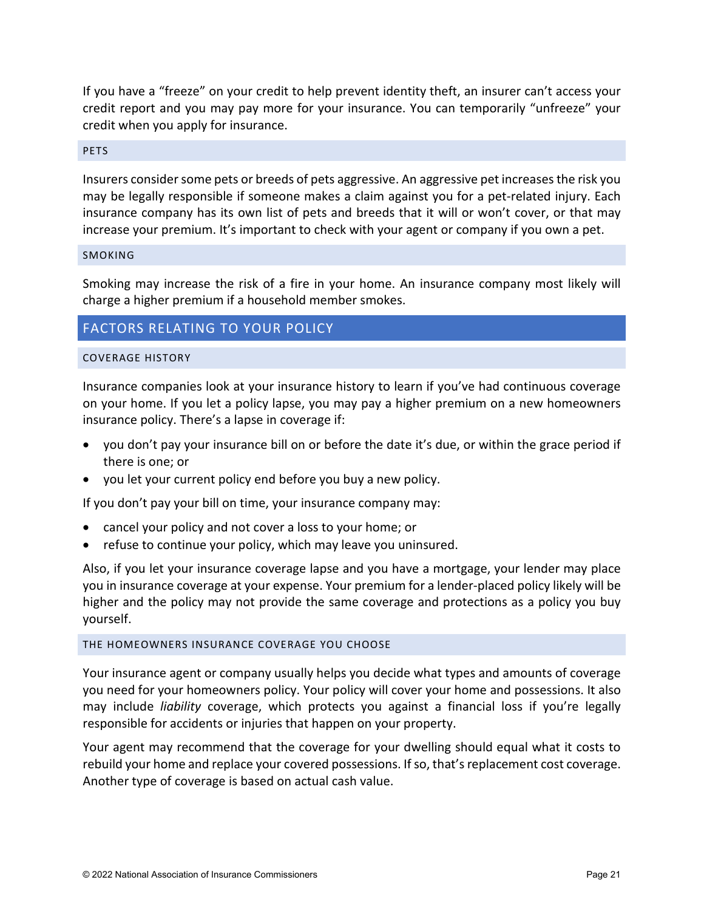If you have a "freeze" on your credit to help prevent identity theft, an insurer can't access your credit report and you may pay more for your insurance. You can temporarily "unfreeze" your credit when you apply for insurance.

### PETS

Insurers consider some pets or breeds of pets aggressive. An aggressive pet increases the risk you may be legally responsible if someone makes a claim against you for a pet-related injury. Each insurance company has its own list of pets and breeds that it will or won't cover, or that may increase your premium. It's important to check with your agent or company if you own a pet.

### SMOKING

Smoking may increase the risk of a fire in your home. An insurance company most likely will charge a higher premium if a household member smokes.

## FACTORS RELATING TO YOUR POLICY

### COVERAGE HISTORY

Insurance companies look at your insurance history to learn if you've had continuous coverage on your home. If you let a policy lapse, you may pay a higher premium on a new homeowners insurance policy. There's a lapse in coverage if:

- you don't pay your insurance bill on or before the date it's due, or within the grace period if there is one; or
- you let your current policy end before you buy a new policy.

If you don't pay your bill on time, your insurance company may:

- cancel your policy and not cover a loss to your home; or
- refuse to continue your policy, which may leave you uninsured.

Also, if you let your insurance coverage lapse and you have a mortgage, your lender may place you in insurance coverage at your expense. Your premium for a lender-placed policy likely will be higher and the policy may not provide the same coverage and protections as a policy you buy yourself.

### THE HOMEOWNERS INSURANCE COVERAGE YOU CHOOSE

Your insurance agent or company usually helps you decide what types and amounts of coverage you need for your homeowners policy. Your policy will cover your home and possessions. It also may include *liability* coverage, which protects you against a financial loss if you're legally responsible for accidents or injuries that happen on your property.

Your agent may recommend that the coverage for your dwelling should equal what it costs to rebuild your home and replace your covered possessions. If so, that's replacement cost coverage. Another type of coverage is based on actual cash value.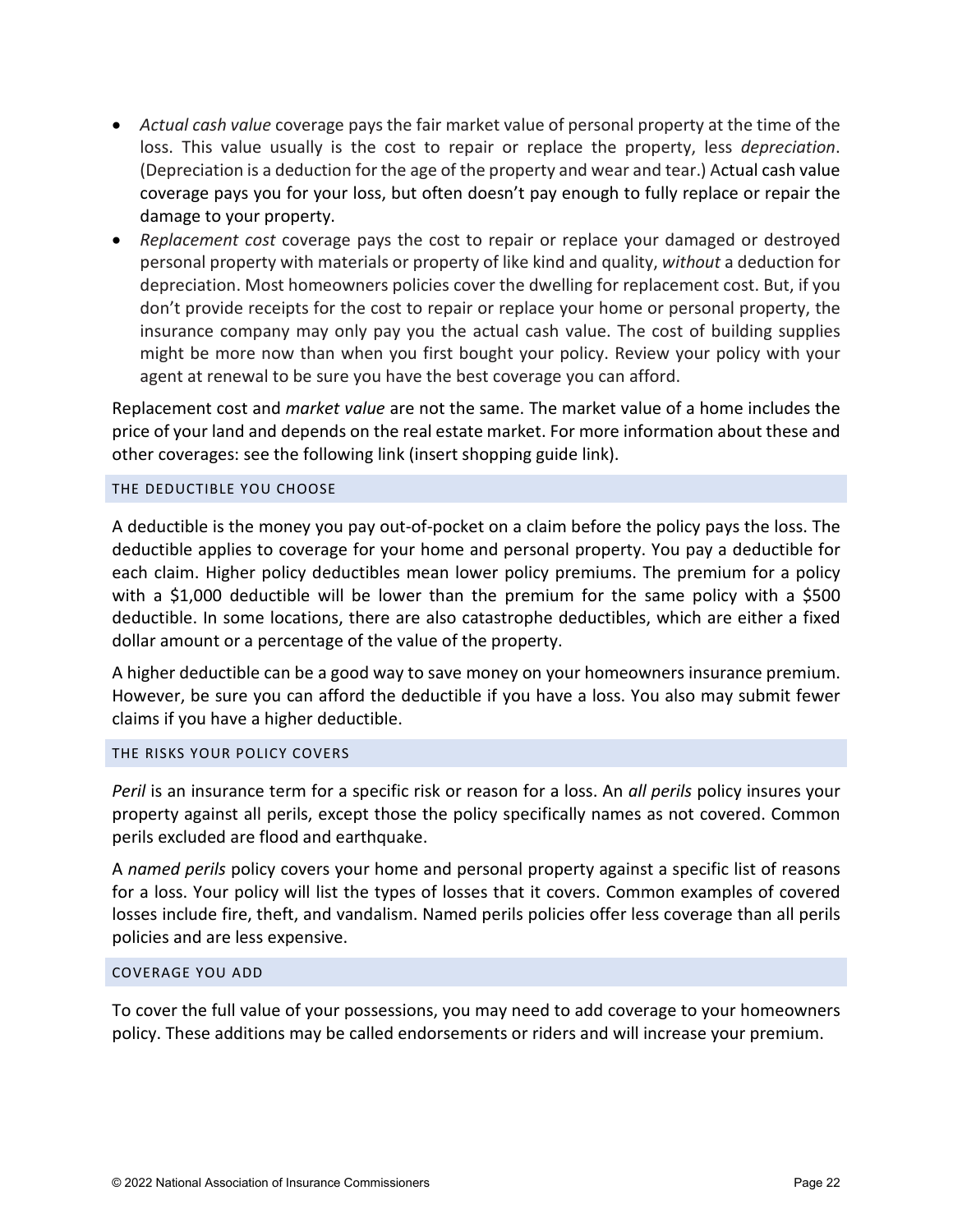- *Actual cash value* coverage pays the fair market value of personal property at the time of the loss. This value usually is the cost to repair or replace the property, less *depreciation*. (Depreciation is a deduction for the age of the property and wear and tear.) Actual cash value coverage pays you for your loss, but often doesn't pay enough to fully replace or repair the damage to your property.
- *Replacement cost* coverage pays the cost to repair or replace your damaged or destroyed personal property with materials or property of like kind and quality, *without* a deduction for depreciation. Most homeowners policies cover the dwelling for replacement cost. But, if you don't provide receipts for the cost to repair or replace your home or personal property, the insurance company may only pay you the actual cash value. The cost of building supplies might be more now than when you first bought your policy. Review your policy with your agent at renewal to be sure you have the best coverage you can afford.

Replacement cost and *market value* are not the same. The market value of a home includes the price of your land and depends on the real estate market. For more information about these and other coverages: see the following link (insert shopping guide link).

### THE DEDUCTIBLE YOU CHOOSE

A deductible is the money you pay out-of-pocket on a claim before the policy pays the loss. The deductible applies to coverage for your home and personal property. You pay a deductible for each claim. Higher policy deductibles mean lower policy premiums. The premium for a policy with a $1,000 deductible will be lower than the premium for the same policy with a $500 deductible. In some locations, there are also catastrophe deductibles, which are either a fixed dollar amount or a percentage of the value of the property.

A higher deductible can be a good way to save money on your homeowners insurance premium. However, be sure you can afford the deductible if you have a loss. You also may submit fewer claims if you have a higher deductible.

### THE RISKS YOUR POLICY COVERS

*Peril* is an insurance term for a specific risk or reason for a loss. An *all perils* policy insures your property against all perils, except those the policy specifically names as not covered. Common perils excluded are flood and earthquake.

A *named perils* policy covers your home and personal property against a specific list of reasons for a loss. Your policy will list the types of losses that it covers. Common examples of covered losses include fire, theft, and vandalism. Named perils policies offer less coverage than all perils policies and are less expensive.

### COVERAGE YOU ADD

To cover the full value of your possessions, you may need to add coverage to your homeowners policy. These additions may be called endorsements or riders and will increase your premium.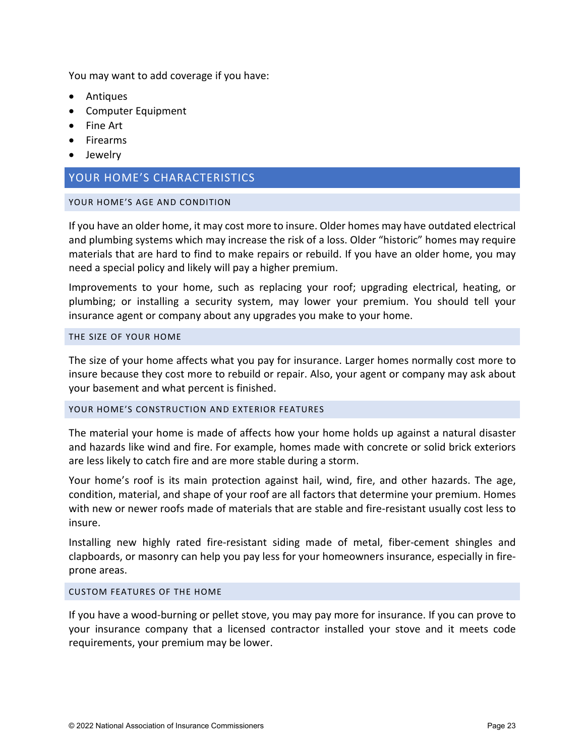You may want to add coverage if you have:

- Antiques
- Computer Equipment
- Fine Art
- Firearms
- Jewelry

## YOUR HOME’S CHARACTERISTICS

### YOUR HOME’S AGE AND CONDITION

If you have an older home, it may cost more to insure. Older homes may have outdated electrical and plumbing systems which may increase the risk of a loss. Older “historic” homes may require materials that are hard to find to make repairs or rebuild. If you have an older home, you may need a special policy and likely will pay a higher premium.

Improvements to your home, such as replacing your roof; upgrading electrical, heating, or plumbing; or installing a security system, may lower your premium. You should tell your insurance agent or company about any upgrades you make to your home.

### THE SIZE OF YOUR HOME

The size of your home affects what you pay for insurance. Larger homes normally cost more to insure because they cost more to rebuild or repair. Also, your agent or company may ask about your basement and what percent is finished.

### YOUR HOME’S CONSTRUCTION AND EXTERIOR FEATURES

The material your home is made of affects how your home holds up against a natural disaster and hazards like wind and fire. For example, homes made with concrete or solid brick exteriors are less likely to catch fire and are more stable during a storm.

Your home’s roof is its main protection against hail, wind, fire, and other hazards. The age, condition, material, and shape of your roof are all factors that determine your premium. Homes with new or newer roofs made of materials that are stable and fire-resistant usually cost less to insure.

Installing new highly rated fire-resistant siding made of metal, fiber-cement shingles and clapboards, or masonry can help you pay less for your homeowners insurance, especially in fire-prone areas.

### CUSTOM FEATURES OF THE HOME

If you have a wood-burning or pellet stove, you may pay more for insurance. If you can prove to your insurance company that a licensed contractor installed your stove and it meets code requirements, your premium may be lower.

© 2022 National Association of Insurance Commissioners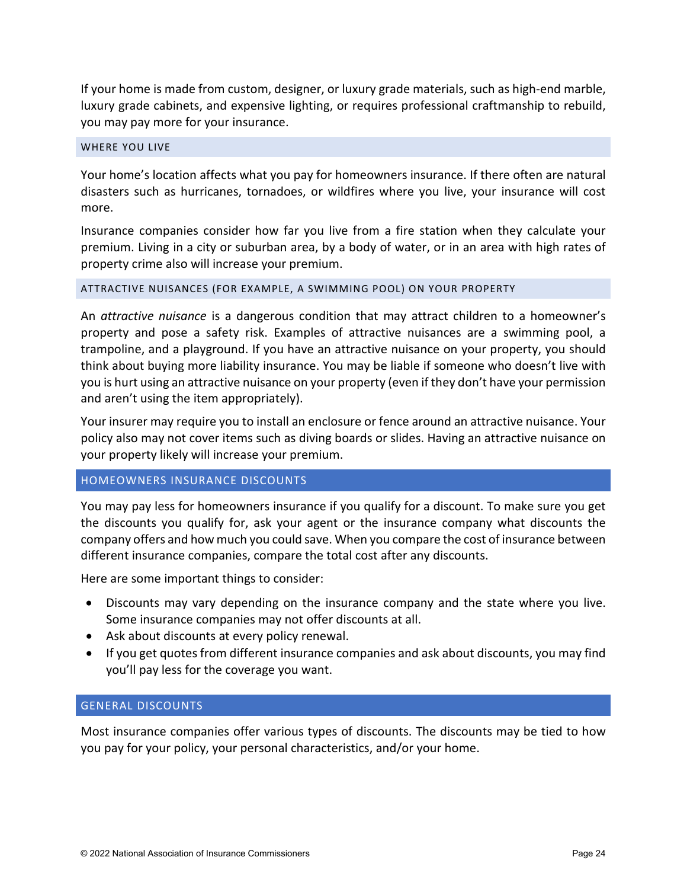If your home is made from custom, designer, or luxury grade materials, such as high-end marble, luxury grade cabinets, and expensive lighting, or requires professional craftmanship to rebuild, you may pay more for your insurance.

### WHERE YOU LIVE

Your home's location affects what you pay for homeowners insurance. If there often are natural disasters such as hurricanes, tornadoes, or wildfires where you live, your insurance will cost more.

Insurance companies consider how far you live from a fire station when they calculate your premium. Living in a city or suburban area, by a body of water, or in an area with high rates of property crime also will increase your premium.

### ATTRACTIVE NUISANCES (FOR EXAMPLE, A SWIMMING POOL) ON YOUR PROPERTY

An *attractive nuisance* is a dangerous condition that may attract children to a homeowner's property and pose a safety risk. Examples of attractive nuisances are a swimming pool, a trampoline, and a playground. If you have an attractive nuisance on your property, you should think about buying more liability insurance. You may be liable if someone who doesn't live with you is hurt using an attractive nuisance on your property (even if they don't have your permission and aren't using the item appropriately).

Your insurer may require you to install an enclosure or fence around an attractive nuisance. Your policy also may not cover items such as diving boards or slides. Having an attractive nuisance on your property likely will increase your premium.

## HOMEOWNERS INSURANCE DISCOUNTS

You may pay less for homeowners insurance if you qualify for a discount. To make sure you get the discounts you qualify for, ask your agent or the insurance company what discounts the company offers and how much you could save. When you compare the cost of insurance between different insurance companies, compare the total cost after any discounts.

Here are some important things to consider:

- Discounts may vary depending on the insurance company and the state where you live. Some insurance companies may not offer discounts at all.
- Ask about discounts at every policy renewal.
- If you get quotes from different insurance companies and ask about discounts, you may find you'll pay less for the coverage you want.

## GENERAL DISCOUNTS

Most insurance companies offer various types of discounts. The discounts may be tied to how you pay for your policy, your personal characteristics, and/or your home.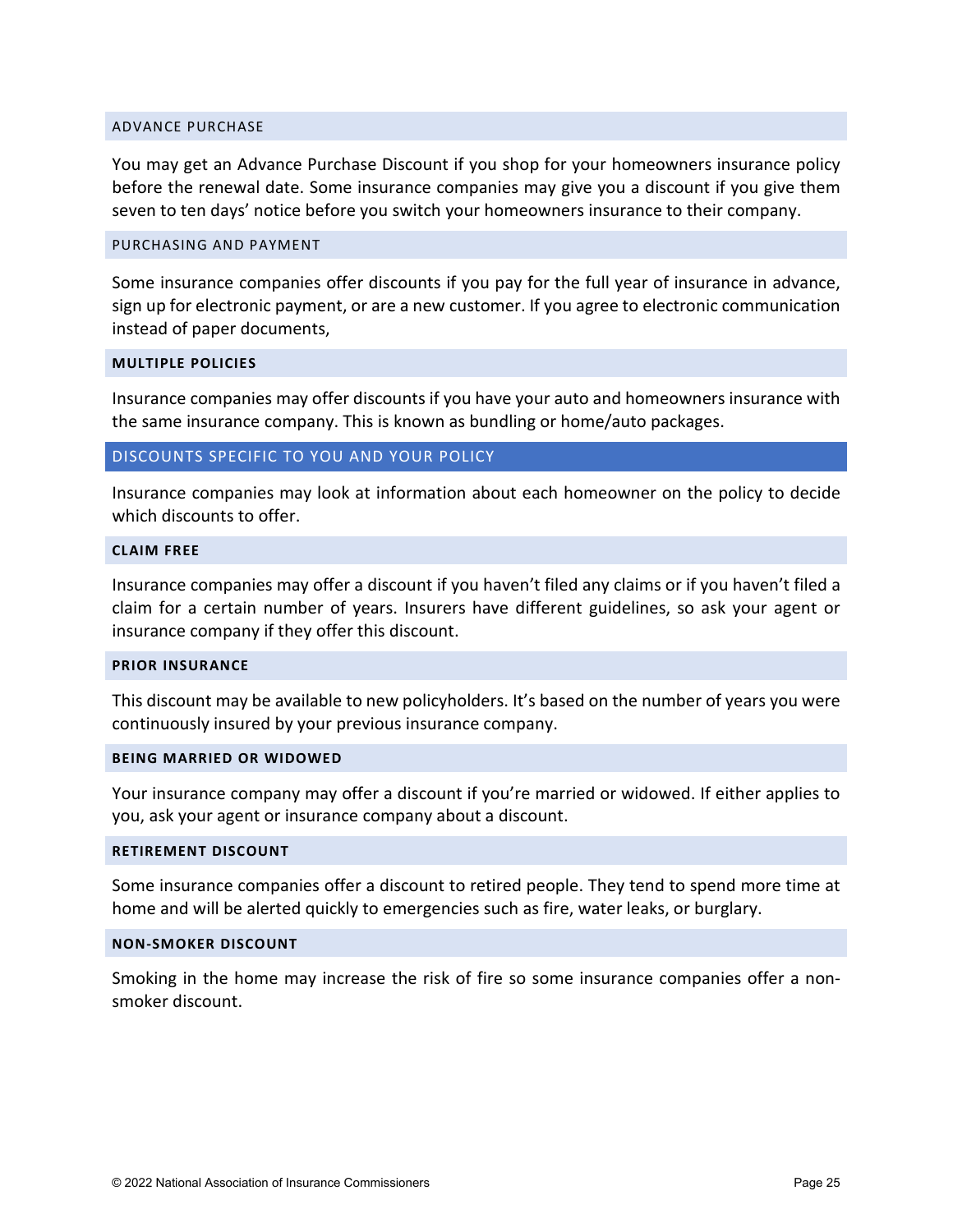#### ADVANCE PURCHASE

You may get an Advance Purchase Discount if you shop for your homeowners insurance policy before the renewal date. Some insurance companies may give you a discount if you give them seven to ten days' notice before you switch your homeowners insurance to their company.

#### PURCHASING AND PAYMENT

Some insurance companies offer discounts if you pay for the full year of insurance in advance, sign up for electronic payment, or are a new customer. If you agree to electronic communication instead of paper documents,

#### MULTIPLE POLICIES

Insurance companies may offer discounts if you have your auto and homeowners insurance with the same insurance company. This is known as bundling or home/auto packages.

### DISCOUNTS SPECIFIC TO YOU AND YOUR POLICY

Insurance companies may look at information about each homeowner on the policy to decide which discounts to offer.

#### CLAIM FREE

Insurance companies may offer a discount if you haven't filed any claims or if you haven't filed a claim for a certain number of years. Insurers have different guidelines, so ask your agent or insurance company if they offer this discount.

#### PRIOR INSURANCE

This discount may be available to new policyholders. It's based on the number of years you were continuously insured by your previous insurance company.

#### BEING MARRIED OR WIDOWED

Your insurance company may offer a discount if you're married or widowed. If either applies to you, ask your agent or insurance company about a discount.

#### RETIREMENT DISCOUNT

Some insurance companies offer a discount to retired people. They tend to spend more time at home and will be alerted quickly to emergencies such as fire, water leaks, or burglary.

#### NON-SMOKER DISCOUNT

Smoking in the home may increase the risk of fire so some insurance companies offer a non-smoker discount.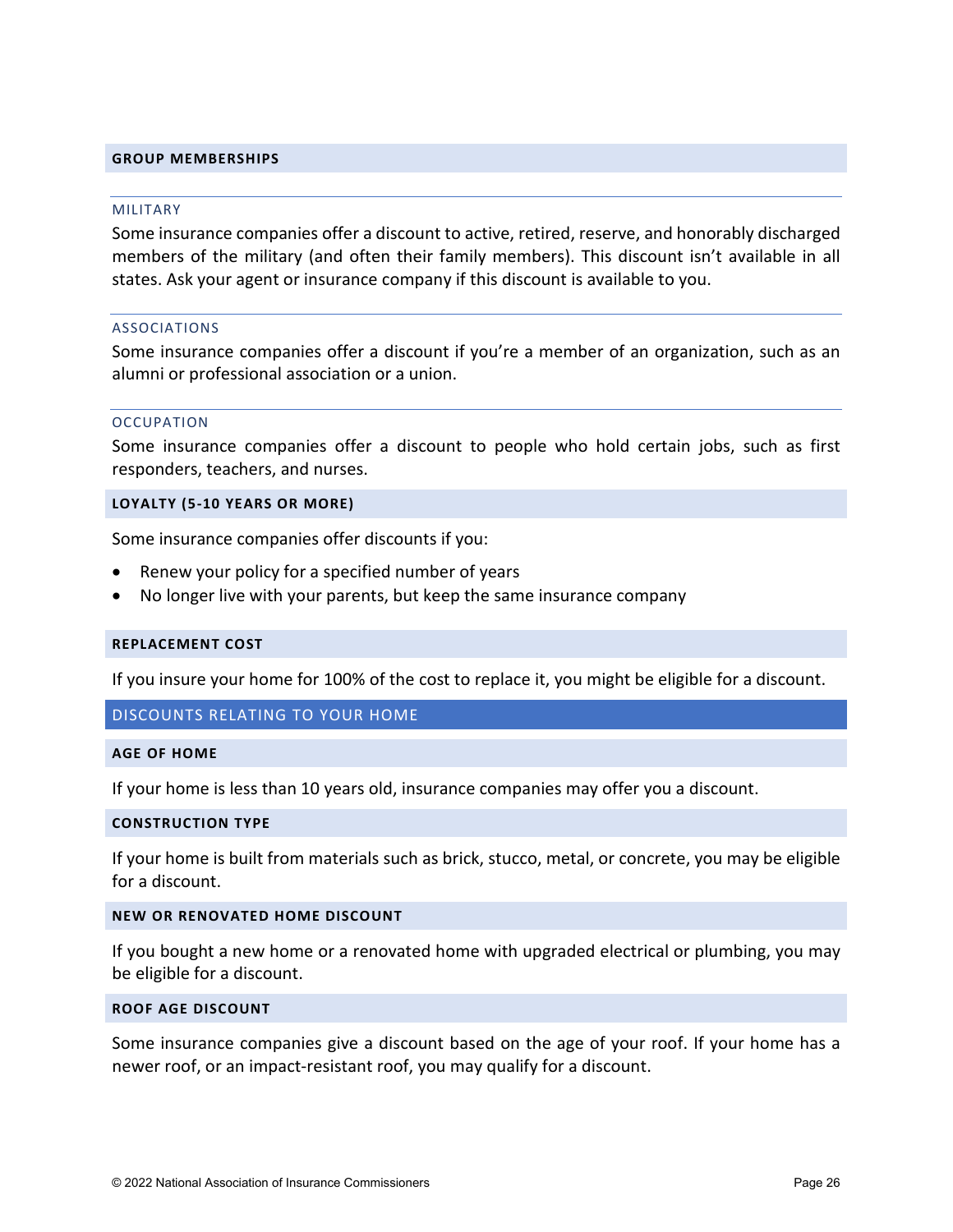### GROUP MEMBERSHIPS

#### MILITARY

Some insurance companies offer a discount to active, retired, reserve, and honorably discharged members of the military (and often their family members). This discount isn't available in all states. Ask your agent or insurance company if this discount is available to you.

#### ASSOCIATIONS

Some insurance companies offer a discount if you're a member of an organization, such as an alumni or professional association or a union.

#### OCCUPATION

Some insurance companies offer a discount to people who hold certain jobs, such as first responders, teachers, and nurses.

### LOYALTY (5-10 YEARS OR MORE)

Some insurance companies offer discounts if you:

- Renew your policy for a specified number of years
- No longer live with your parents, but keep the same insurance company

### REPLACEMENT COST

If you insure your home for 100% of the cost to replace it, you might be eligible for a discount.

## DISCOUNTS RELATING TO YOUR HOME

### AGE OF HOME

If your home is less than 10 years old, insurance companies may offer you a discount.

### CONSTRUCTION TYPE

If your home is built from materials such as brick, stucco, metal, or concrete, you may be eligible for a discount.

### NEW OR RENOVATED HOME DISCOUNT

If you bought a new home or a renovated home with upgraded electrical or plumbing, you may be eligible for a discount.

### ROOF AGE DISCOUNT

Some insurance companies give a discount based on the age of your roof. If your home has a newer roof, or an impact-resistant roof, you may qualify for a discount.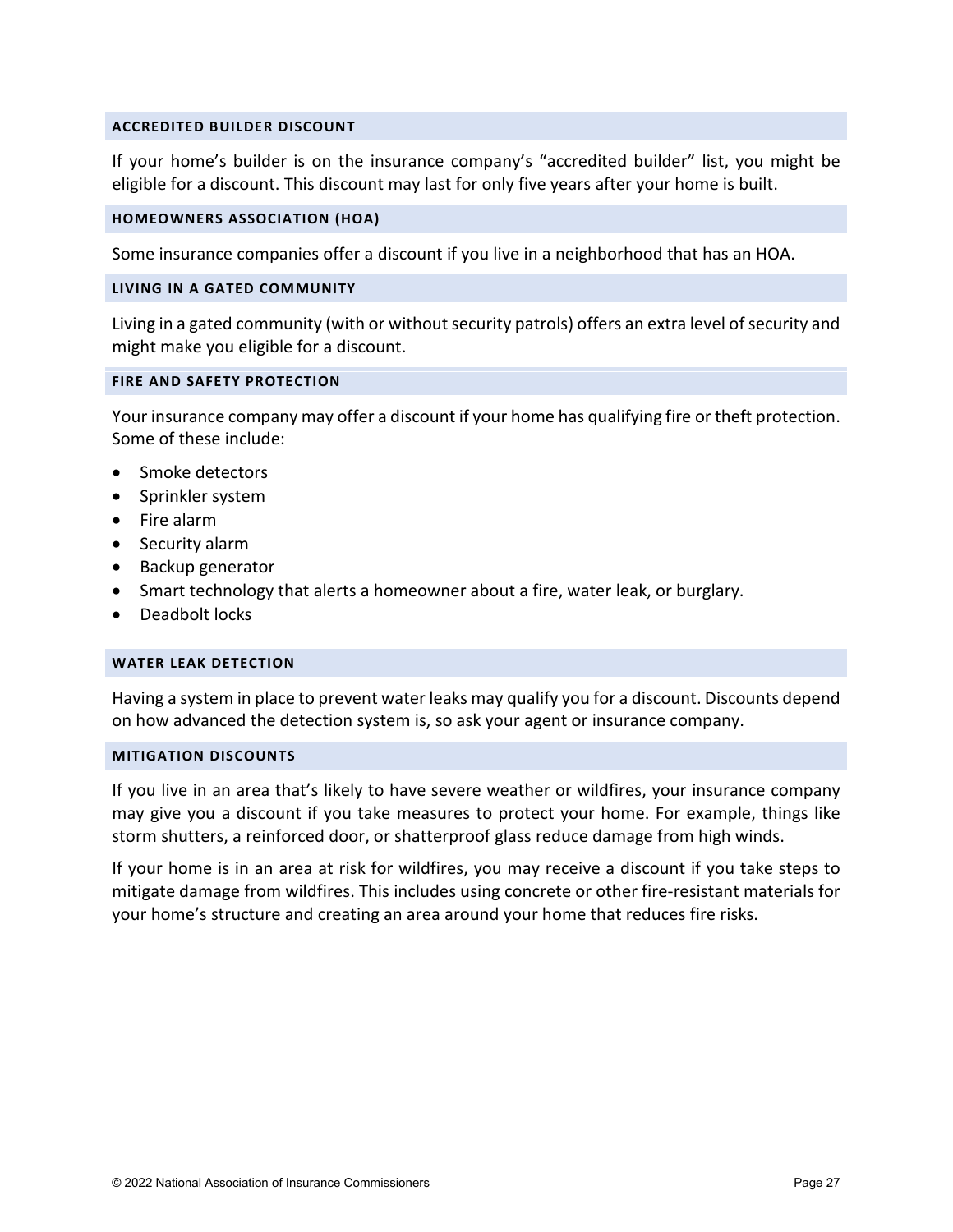### ACCREDITED BUILDER DISCOUNT

If your home's builder is on the insurance company's "accredited builder" list, you might be eligible for a discount. This discount may last for only five years after your home is built.

### HOMEOWNERS ASSOCIATION (HOA)

Some insurance companies offer a discount if you live in a neighborhood that has an HOA.

### LIVING IN A GATED COMMUNITY

Living in a gated community (with or without security patrols) offers an extra level of security and might make you eligible for a discount.

### FIRE AND SAFETY PROTECTION

Your insurance company may offer a discount if your home has qualifying fire or theft protection. Some of these include:

- Smoke detectors
- Sprinkler system
- Fire alarm
- Security alarm
- Backup generator
- Smart technology that alerts a homeowner about a fire, water leak, or burglary.
- Deadbolt locks

### WATER LEAK DETECTION

Having a system in place to prevent water leaks may qualify you for a discount. Discounts depend on how advanced the detection system is, so ask your agent or insurance company.

### MITIGATION DISCOUNTS

If you live in an area that's likely to have severe weather or wildfires, your insurance company may give you a discount if you take measures to protect your home. For example, things like storm shutters, a reinforced door, or shatterproof glass reduce damage from high winds.

If your home is in an area at risk for wildfires, you may receive a discount if you take steps to mitigate damage from wildfires. This includes using concrete or other fire-resistant materials for your home's structure and creating an area around your home that reduces fire risks.

© 2022 National Association of Insurance Commissioners